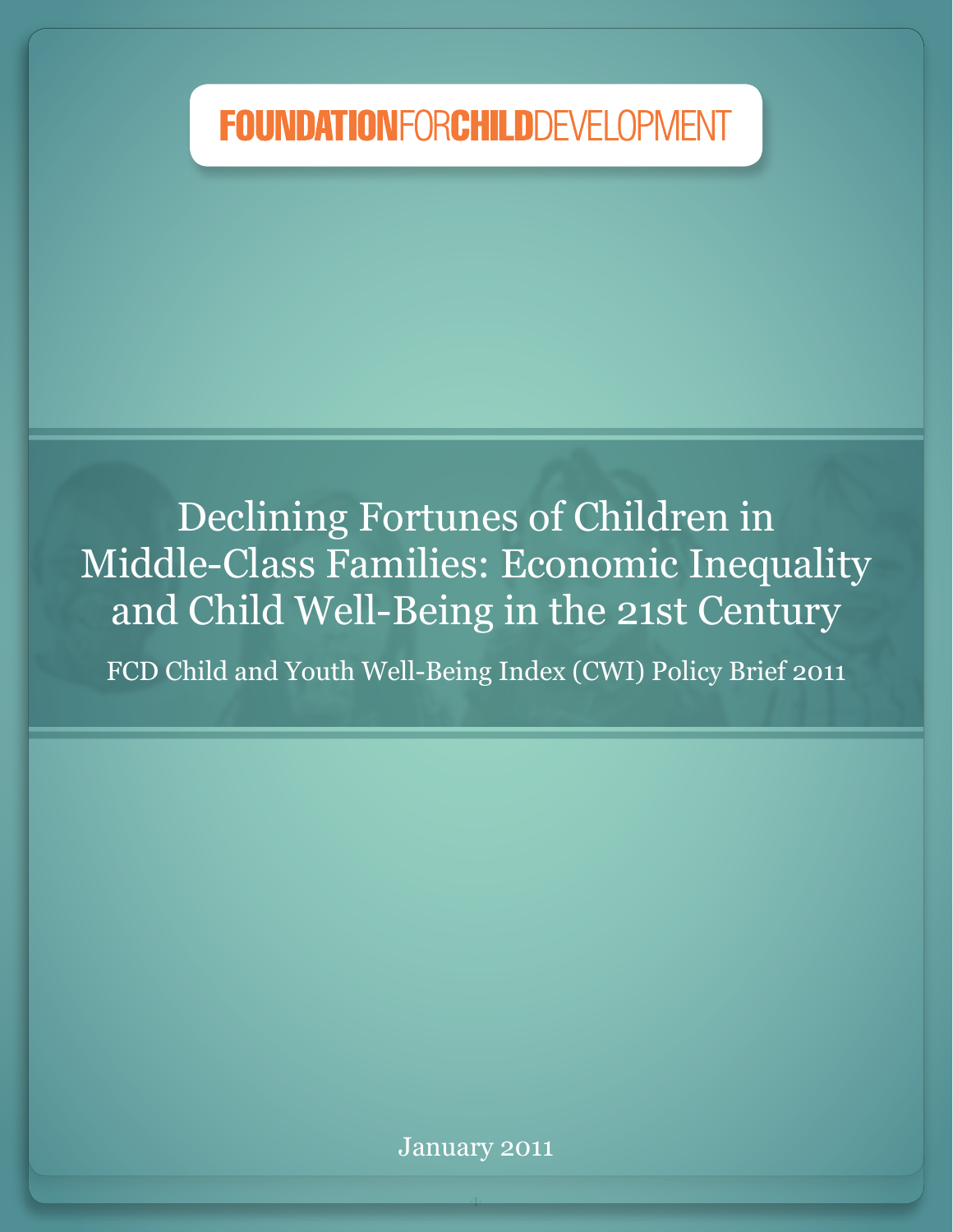FOUNDATIONFORCHILDDEVELOPMENT

# Declining Fortunes of Children in Middle-Class Families: Economic Inequality and Child Well-Being in the 21st Century

FCD Child and Youth Well-Being Index (CWI) Policy Brief 2011

January 2011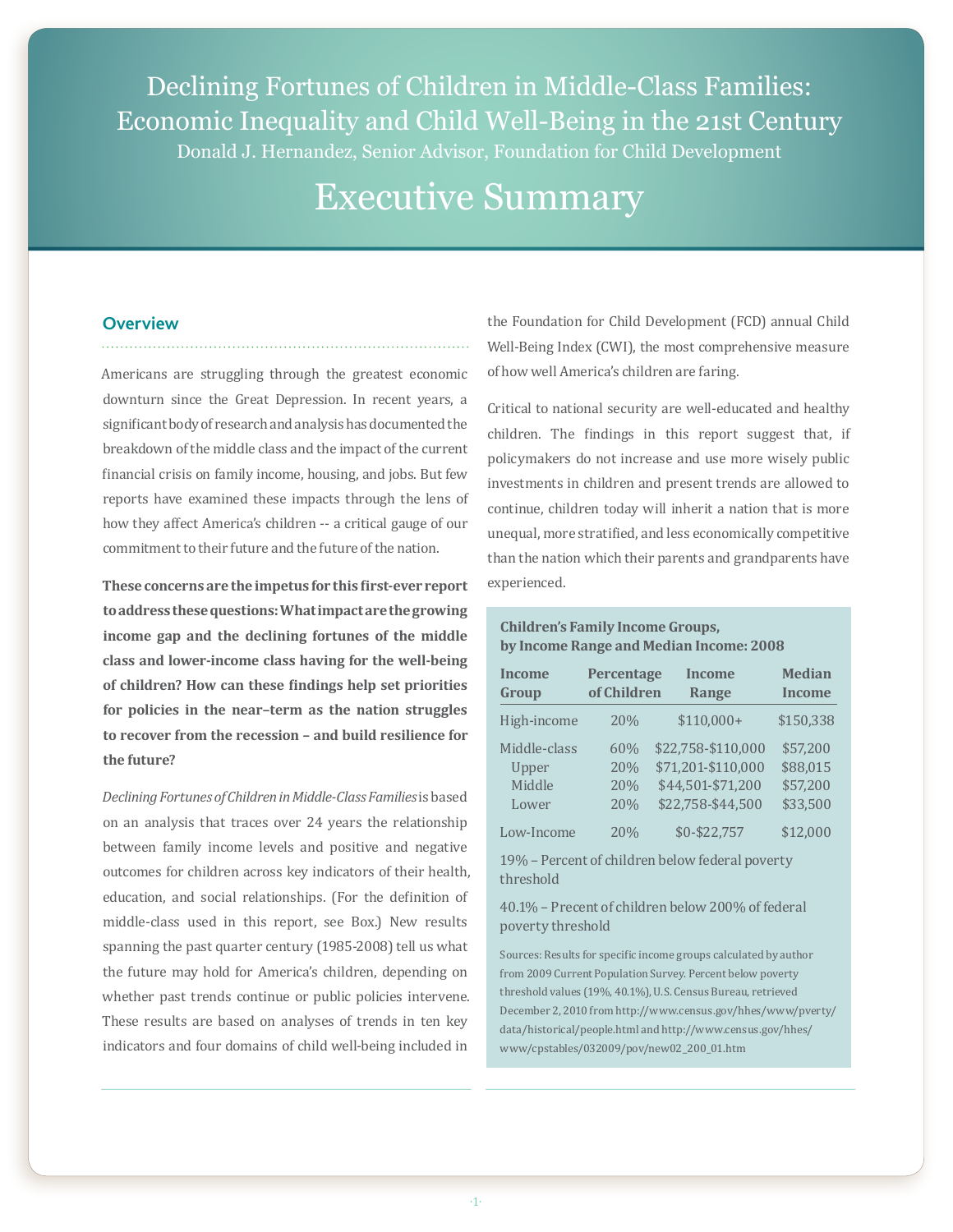# Declining Fortunes of Children in Middle-Class Families: Economic Inequality and Child Well-Being in the 21st Century

Donald J. Hernandez, Senior Advisor, Foundation for Child Development

# Executive Summary

## Overview

Americans are struggling through the greatest economic downturn since the Great Depression. In recent years, a significant body of research and analysis has documented the breakdown of the middle class and the impact of the current financial crisis on family income, housing, and jobs. But few reports have examined these impacts through the lens of how they affect America's children -- a critical gauge of our commitment to their future and the future of the nation.

**These concerns are the impetus for this first-ever report to address these questions: What impact are the growing income gap and the declining fortunes of the middle class and lower-income class having for the well-being of children? How can these findings help set priorities for policies in the near–term as the nation struggles to recover from the recession – and build resilience for the future?**

*Declining Fortunes of Children in Middle-Class Families* is based on an analysis that traces over 24 years the relationship between family income levels and positive and negative outcomes for children across key indicators of their health, education, and social relationships. (For the definition of middle-class used in this report, see Box.) New results spanning the past quarter century (1985-2008) tell us what the future may hold for America's children, depending on whether past trends continue or public policies intervene. These results are based on analyses of trends in ten key indicators and four domains of child well-being included in the Foundation for Child Development (FCD) annual Child Well-Being Index (CWI), the most comprehensive measure of how well America's children are faring.

Critical to national security are well-educated and healthy children. The findings in this report suggest that, if policymakers do not increase and use more wisely public investments in children and present trends are allowed to continue, children today will inherit a nation that is more unequal, more stratified, and less economically competitive than the nation which their parents and grandparents have experienced.

**Children's Family Income Groups, by Income Range and Median Income: 2008**

| Income Group | Percentage of Children | Income Range | Median Income |
|---|---|---|---|
| High-income | 20% | $110,000+ | $150,338 |
| Middle-class | 60% | $22,758-$110,000 | $57,200 |
| Upper | 20% | $71,201-$110,000 | $88,015 |
| Middle | 20% | $44,501-$71,200 | $57,200 |
| Lower | 20% | $22,758-$44,500 | $33,500 |
| Low-Income | 20% | $0-$22,757 | $12,000 |

19% – Percent of children below federal poverty threshold

40.1% – Percent of children below 200% of federal poverty threshold

Sources: Results for specific income groups calculated by author from 2009 Current Population Survey. Percent below poverty threshold values (19%, 40.1%), U.S. Census Bureau, retrieved December 2, 2010 from http://www.census.gov/hhes/www/pverty/data/historical/people.html and http://www.census.gov/hhes/www/cpstables/032009/pov/new02_200_01.htm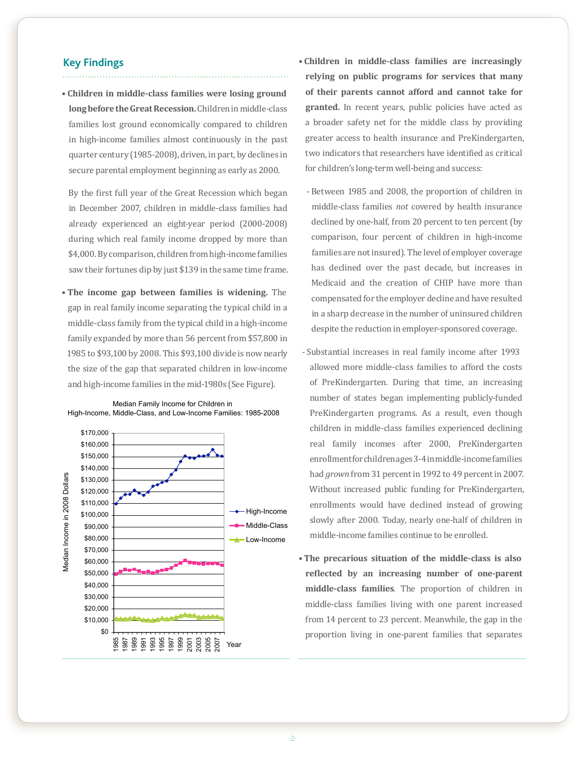## Key Findings

- **Children in middle-class families were losing ground long before the Great Recession.** Children in middle-class families lost ground economically compared to children in high-income families almost continuously in the past quarter century (1985-2008), driven, in part, by declines in secure parental employment beginning as early as 2000.

  By the first full year of the Great Recession which began in December 2007, children in middle-class families had already experienced an eight-year period (2000-2008) during which real family income dropped by more than $4,000. By comparison, children from high-income families saw their fortunes dip by just $139 in the same time frame.

- **The income gap between families is widening.** The gap in real family income separating the typical child in a middle-class family from the typical child in a high-income family expanded by more than 56 percent from $57,800 in 1985 to $93,100 by 2008. This $93,100 divide is now nearly the size of the gap that separated children in low-income and high-income families in the mid-1980s (See Figure).

Median Family Income for Children in High-Income, Middle-Class, and Low-Income Families: 1985-2008

- **Children in middle-class families are increasingly relying on public programs for services that many of their parents cannot afford and cannot take for granted.** In recent years, public policies have acted as a broader safety net for the middle class by providing greater access to health insurance and PreKindergarten, two indicators that researchers have identified as critical for children's long-term well-being and success:

  - Between 1985 and 2008, the proportion of children in middle-class families *not* covered by health insurance declined by one-half, from 20 percent to ten percent (by comparison, four percent of children in high-income families are not insured). The level of employer coverage has declined over the past decade, but increases in Medicaid and the creation of CHIP have more than compensated for the employer decline and have resulted in a sharp decrease in the number of uninsured children despite the reduction in employer-sponsored coverage.

  - Substantial increases in real family income after 1993 allowed more middle-class families to afford the costs of PreKindergarten. During that time, an increasing number of states began implementing publicly-funded PreKindergarten programs. As a result, even though children in middle-class families experienced declining real family incomes after 2000, PreKindergarten enrollment for children ages 3-4 in middle-income families had *grown* from 31 percent in 1992 to 49 percent in 2007. Without increased public funding for PreKindergarten, enrollments would have declined instead of growing slowly after 2000. Today, nearly one-half of children in middle-income families continue to be enrolled.

- **The precarious situation of the middle-class is also reflected by an increasing number of one-parent middle-class families**. The proportion of children in middle-class families living with one parent increased from 14 percent to 23 percent. Meanwhile, the gap in the proportion living in one-parent families that separates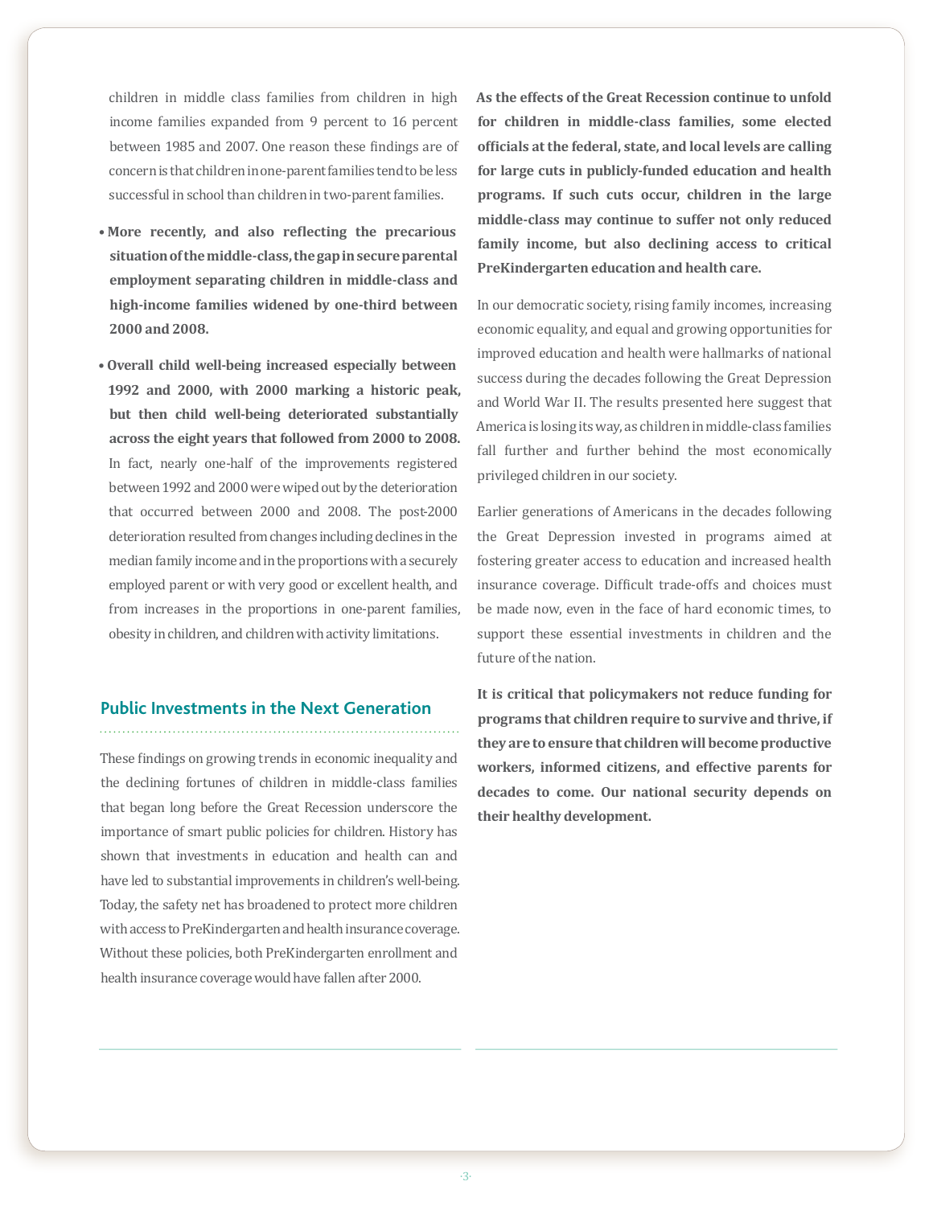children in middle class families from children in high income families expanded from 9 percent to 16 percent between 1985 and 2007. One reason these findings are of concern is that children in one-parent families tend to be less successful in school than children in two-parent families.

- **More recently, and also reflecting the precarious situation of the middle-class, the gap in secure parental employment separating children in middle-class and high-income families widened by one-third between 2000 and 2008.**

- **Overall child well-being increased especially between 1992 and 2000, with 2000 marking a historic peak, but then child well-being deteriorated substantially across the eight years that followed from 2000 to 2008.** In fact, nearly one-half of the improvements registered between 1992 and 2000 were wiped out by the deterioration that occurred between 2000 and 2008. The post-2000 deterioration resulted from changes including declines in the median family income and in the proportions with a securely employed parent or with very good or excellent health, and from increases in the proportions in one-parent families, obesity in children, and children with activity limitations.

## Public Investments in the Next Generation

These findings on growing trends in economic inequality and the declining fortunes of children in middle-class families that began long before the Great Recession underscore the importance of smart public policies for children. History has shown that investments in education and health can and have led to substantial improvements in children's well-being. Today, the safety net has broadened to protect more children with access to PreKindergarten and health insurance coverage. Without these policies, both PreKindergarten enrollment and health insurance coverage would have fallen after 2000.

**As the effects of the Great Recession continue to unfold for children in middle-class families, some elected officials at the federal, state, and local levels are calling for large cuts in publicly-funded education and health programs. If such cuts occur, children in the large middle-class may continue to suffer not only reduced family income, but also declining access to critical PreKindergarten education and health care.**

In our democratic society, rising family incomes, increasing economic equality, and equal and growing opportunities for improved education and health were hallmarks of national success during the decades following the Great Depression and World War II. The results presented here suggest that America is losing its way, as children in middle-class families fall further and further behind the most economically privileged children in our society.

Earlier generations of Americans in the decades following the Great Depression invested in programs aimed at fostering greater access to education and increased health insurance coverage. Difficult trade-offs and choices must be made now, even in the face of hard economic times, to support these essential investments in children and the future of the nation.

**It is critical that policymakers not reduce funding for programs that children require to survive and thrive, if they are to ensure that children will become productive workers, informed citizens, and effective parents for decades to come. Our national security depends on their healthy development.**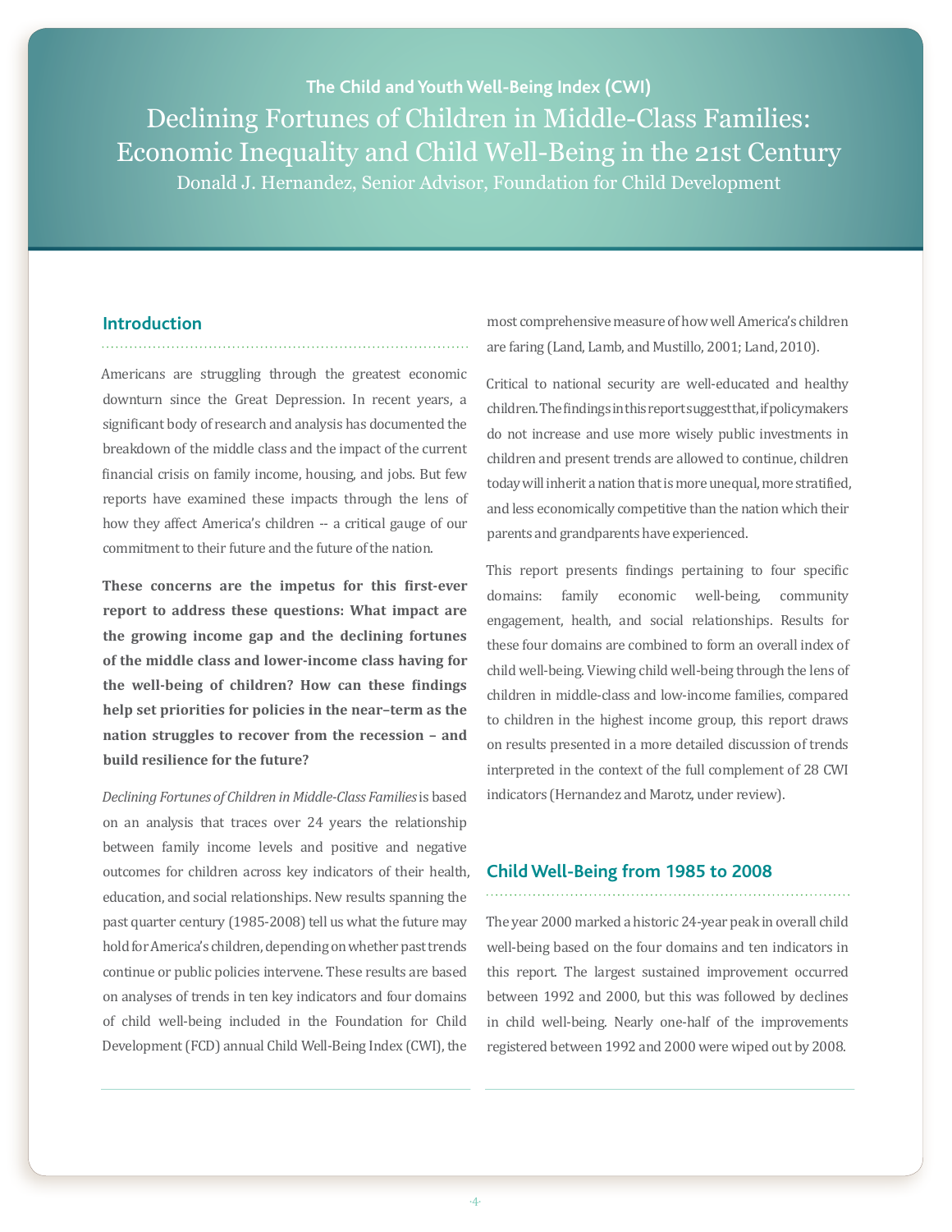The Child and Youth Well-Being Index (CWI)

# Declining Fortunes of Children in Middle-Class Families: Economic Inequality and Child Well-Being in the 21st Century

Donald J. Hernandez, Senior Advisor, Foundation for Child Development

## Introduction

Americans are struggling through the greatest economic downturn since the Great Depression. In recent years, a significant body of research and analysis has documented the breakdown of the middle class and the impact of the current financial crisis on family income, housing, and jobs. But few reports have examined these impacts through the lens of how they affect America's children -- a critical gauge of our commitment to their future and the future of the nation.

**These concerns are the impetus for this first-ever report to address these questions: What impact are the growing income gap and the declining fortunes of the middle class and lower-income class having for the well-being of children? How can these findings help set priorities for policies in the near–term as the nation struggles to recover from the recession – and build resilience for the future?**

*Declining Fortunes of Children in Middle-Class Families* is based on an analysis that traces over 24 years the relationship between family income levels and positive and negative outcomes for children across key indicators of their health, education, and social relationships. New results spanning the past quarter century (1985-2008) tell us what the future may hold for America's children, depending on whether past trends continue or public policies intervene. These results are based on analyses of trends in ten key indicators and four domains of child well-being included in the Foundation for Child Development (FCD) annual Child Well-Being Index (CWI), the most comprehensive measure of how well America's children are faring (Land, Lamb, and Mustillo, 2001; Land, 2010).

Critical to national security are well-educated and healthy children. The findings in this report suggest that, if policymakers do not increase and use more wisely public investments in children and present trends are allowed to continue, children today will inherit a nation that is more unequal, more stratified, and less economically competitive than the nation which their parents and grandparents have experienced.

This report presents findings pertaining to four specific domains: family economic well-being, community engagement, health, and social relationships. Results for these four domains are combined to form an overall index of child well-being. Viewing child well-being through the lens of children in middle-class and low-income families, compared to children in the highest income group, this report draws on results presented in a more detailed discussion of trends interpreted in the context of the full complement of 28 CWI indicators (Hernandez and Marotz, under review).

## Child Well-Being from 1985 to 2008

The year 2000 marked a historic 24-year peak in overall child well-being based on the four domains and ten indicators in this report. The largest sustained improvement occurred between 1992 and 2000, but this was followed by declines in child well-being. Nearly one-half of the improvements registered between 1992 and 2000 were wiped out by 2008.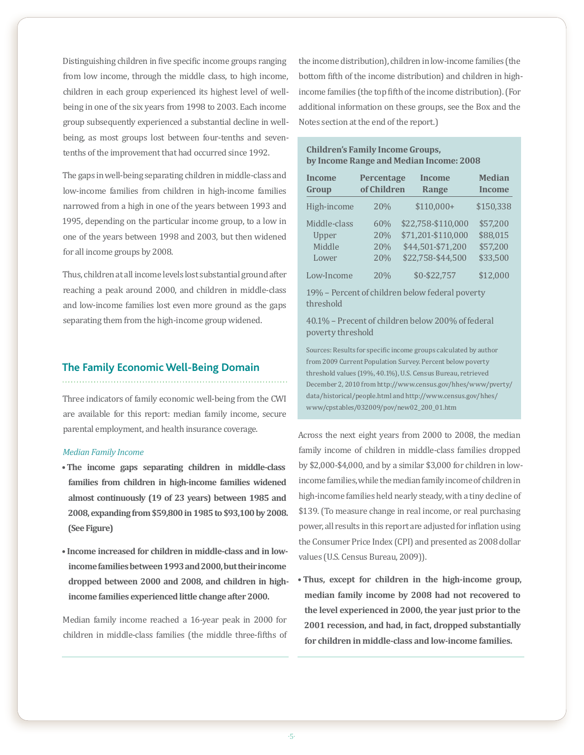Distinguishing children in five specific income groups ranging from low income, through the middle class, to high income, children in each group experienced its highest level of well-being in one of the six years from 1998 to 2003. Each income group subsequently experienced a substantial decline in well-being, as most groups lost between four-tenths and seven-tenths of the improvement that had occurred since 1992.

The gaps in well-being separating children in middle-class and low-income families from children in high-income families narrowed from a high in one of the years between 1993 and 1995, depending on the particular income group, to a low in one of the years between 1998 and 2003, but then widened for all income groups by 2008.

Thus, children at all income levels lost substantial ground after reaching a peak around 2000, and children in middle-class and low-income families lost even more ground as the gaps separating them from the high-income group widened.

## The Family Economic Well-Being Domain

Three indicators of family economic well-being from the CWI are available for this report: median family income, secure parental employment, and health insurance coverage.

*Median Family Income*

- **The income gaps separating children in middle-class families from children in high-income families widened almost continuously (19 of 23 years) between 1985 and 2008, expanding from $59,800 in 1985 to $93,100 by 2008. (See Figure)**
- **Income increased for children in middle-class and in low-income families between 1993 and 2000, but their income dropped between 2000 and 2008, and children in high-income families experienced little change after 2000.**

Median family income reached a 16-year peak in 2000 for children in middle-class families (the middle three-fifths of the income distribution), children in low-income families (the bottom fifth of the income distribution) and children in high-income families (the top fifth of the income distribution). (For additional information on these groups, see the Box and the Notes section at the end of the report.)

**Children's Family Income Groups, by Income Range and Median Income: 2008**

| Income Group | Percentage of Children | Income Range | Median Income |
|---|---|---|---|
| High-income | 20% | $110,000+ | $150,338 |
| Middle-class | 60% | $22,758-$110,000 | $57,200 |
| Upper | 20% | $71,201-$110,000 | $88,015 |
| Middle | 20% | $44,501-$71,200 | $57,200 |
| Lower | 20% | $22,758-$44,500 | $33,500 |
| Low-Income | 20% | $0-$22,757 | $12,000 |

19% – Percent of children below federal poverty threshold

40.1% – Precent of children below 200% of federal poverty threshold

Sources: Results for specific income groups calculated by author from 2009 Current Population Survey. Percent below poverty threshold values (19%, 40.1%), U.S. Census Bureau, retrieved December 2, 2010 from http://www.census.gov/hhes/www/pverty/data/historical/people.html and http://www.census.gov/hhes/www/cpstables/032009/pov/new02_200_01.htm

Across the next eight years from 2000 to 2008, the median family income of children in middle-class families dropped by $2,000-$4,000, and by a similar $3,000 for children in low-income families, while the median family income of children in high-income families held nearly steady, with a tiny decline of $139. (To measure change in real income, or real purchasing power, all results in this report are adjusted for inflation using the Consumer Price Index (CPI) and presented as 2008 dollar values (U.S. Census Bureau, 2009)).

- **Thus, except for children in the high-income group, median family income by 2008 had not recovered to the level experienced in 2000, the year just prior to the 2001 recession, and had, in fact, dropped substantially for children in middle-class and low-income families.**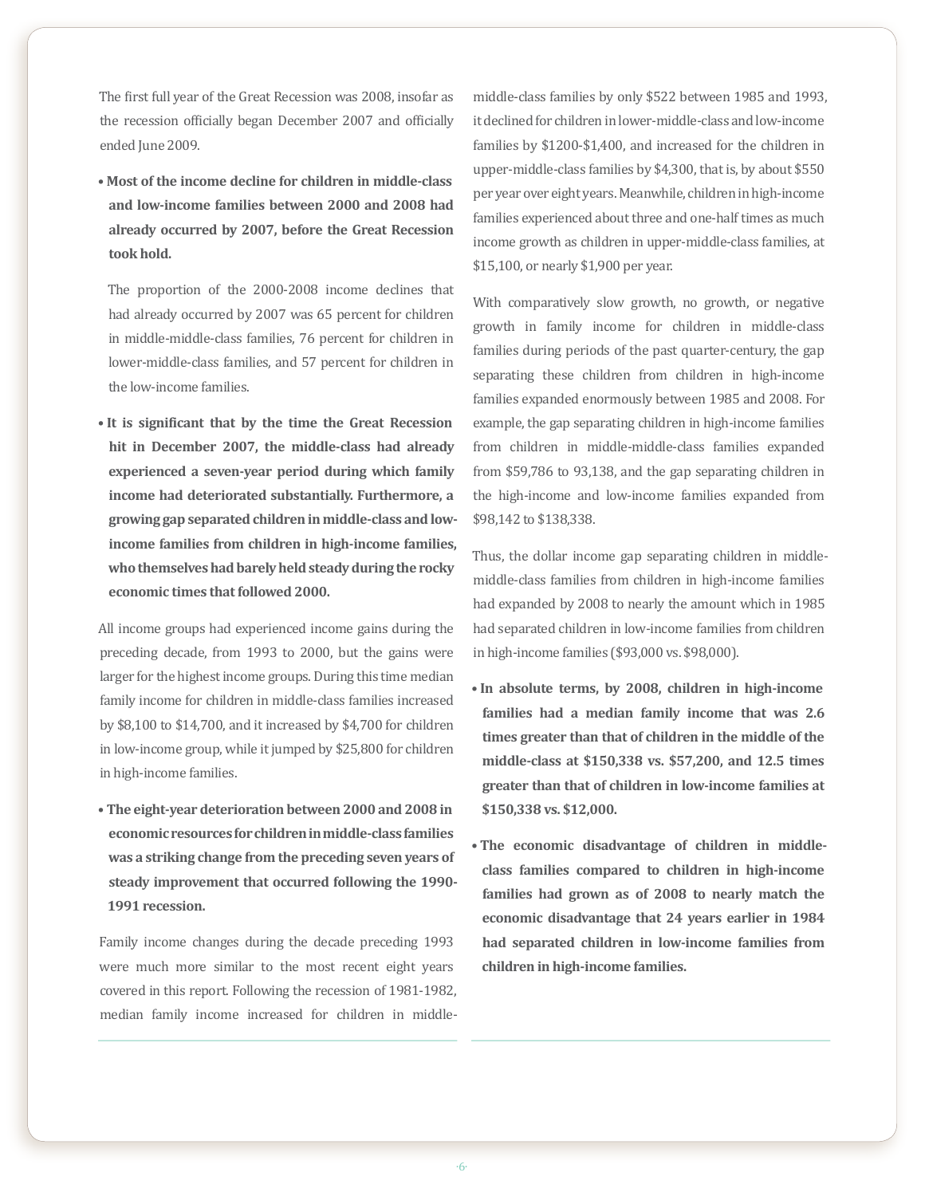The first full year of the Great Recession was 2008, insofar as the recession officially began December 2007 and officially ended June 2009.

- **Most of the income decline for children in middle-class and low-income families between 2000 and 2008 had already occurred by 2007, before the Great Recession took hold.**

  The proportion of the 2000-2008 income declines that had already occurred by 2007 was 65 percent for children in middle-middle-class families, 76 percent for children in lower-middle-class families, and 57 percent for children in the low-income families.

- **It is significant that by the time the Great Recession hit in December 2007, the middle-class had already experienced a seven-year period during which family income had deteriorated substantially. Furthermore, a growing gap separated children in middle-class and low-income families from children in high-income families, who themselves had barely held steady during the rocky economic times that followed 2000.**

All income groups had experienced income gains during the preceding decade, from 1993 to 2000, but the gains were larger for the highest income groups. During this time median family income for children in middle-class families increased by $8,100 to $14,700, and it increased by $4,700 for children in low-income group, while it jumped by $25,800 for children in high-income families.

- **The eight-year deterioration between 2000 and 2008 in economic resources for children in middle-class families was a striking change from the preceding seven years of steady improvement that occurred following the 1990-1991 recession.**

Family income changes during the decade preceding 1993 were much more similar to the most recent eight years covered in this report. Following the recession of 1981-1982, median family income increased for children in middle-middle-class families by only $522 between 1985 and 1993, it declined for children in lower-middle-class and low-income families by $1200-$1,400, and increased for the children in upper-middle-class families by $4,300, that is, by about $550 per year over eight years. Meanwhile, children in high-income families experienced about three and one-half times as much income growth as children in upper-middle-class families, at $15,100, or nearly $1,900 per year.

With comparatively slow growth, no growth, or negative growth in family income for children in middle-class families during periods of the past quarter-century, the gap separating these children from children in high-income families expanded enormously between 1985 and 2008. For example, the gap separating children in high-income families from children in middle-middle-class families expanded from $59,786 to 93,138, and the gap separating children in the high-income and low-income families expanded from $98,142 to $138,338.

Thus, the dollar income gap separating children in middle-middle-class families from children in high-income families had expanded by 2008 to nearly the amount which in 1985 had separated children in low-income families from children in high-income families ($93,000 vs. $98,000).

- **In absolute terms, by 2008, children in high-income families had a median family income that was 2.6 times greater than that of children in the middle of the middle-class at $150,338 vs. $57,200, and 12.5 times greater than that of children in low-income families at $150,338 vs. $12,000.**

- **The economic disadvantage of children in middle-class families compared to children in high-income families had grown as of 2008 to nearly match the economic disadvantage that 24 years earlier in 1984 had separated children in low-income families from children in high-income families.**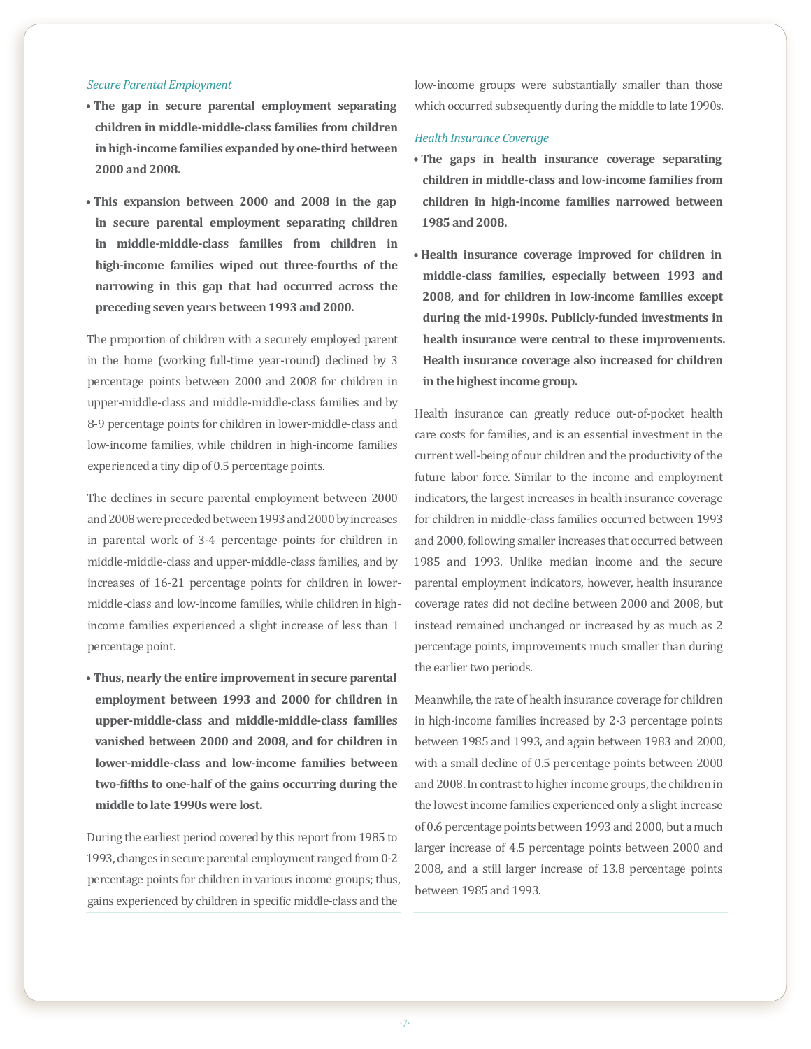*Secure Parental Employment*

- **The gap in secure parental employment separating children in middle-middle-class families from children in high-income families expanded by one-third between 2000 and 2008.**

- **This expansion between 2000 and 2008 in the gap in secure parental employment separating children in middle-middle-class families from children in high-income families wiped out three-fourths of the narrowing in this gap that had occurred across the preceding seven years between 1993 and 2000.**

The proportion of children with a securely employed parent in the home (working full-time year-round) declined by 3 percentage points between 2000 and 2008 for children in upper-middle-class and middle-middle-class families and by 8-9 percentage points for children in lower-middle-class and low-income families, while children in high-income families experienced a tiny dip of 0.5 percentage points.

The declines in secure parental employment between 2000 and 2008 were preceded between 1993 and 2000 by increases in parental work of 3-4 percentage points for children in middle-middle-class and upper-middle-class families, and by increases of 16-21 percentage points for children in lower-middle-class and low-income families, while children in high-income families experienced a slight increase of less than 1 percentage point.

- **Thus, nearly the entire improvement in secure parental employment between 1993 and 2000 for children in upper-middle-class and middle-middle-class families vanished between 2000 and 2008, and for children in lower-middle-class and low-income families between two-fifths to one-half of the gains occurring during the middle to late 1990s were lost.**

During the earliest period covered by this report from 1985 to 1993, changes in secure parental employment ranged from 0-2 percentage points for children in various income groups; thus, gains experienced by children in specific middle-class and the low-income groups were substantially smaller than those which occurred subsequently during the middle to late 1990s.

*Health Insurance Coverage*

- **The gaps in health insurance coverage separating children in middle-class and low-income families from children in high-income families narrowed between 1985 and 2008.**

- **Health insurance coverage improved for children in middle-class families, especially between 1993 and 2008, and for children in low-income families except during the mid-1990s. Publicly-funded investments in health insurance were central to these improvements. Health insurance coverage also increased for children in the highest income group.**

Health insurance can greatly reduce out-of-pocket health care costs for families, and is an essential investment in the current well-being of our children and the productivity of the future labor force. Similar to the income and employment indicators, the largest increases in health insurance coverage for children in middle-class families occurred between 1993 and 2000, following smaller increases that occurred between 1985 and 1993. Unlike median income and the secure parental employment indicators, however, health insurance coverage rates did not decline between 2000 and 2008, but instead remained unchanged or increased by as much as 2 percentage points, improvements much smaller than during the earlier two periods.

Meanwhile, the rate of health insurance coverage for children in high-income families increased by 2-3 percentage points between 1985 and 1993, and again between 1983 and 2000, with a small decline of 0.5 percentage points between 2000 and 2008. In contrast to higher income groups, the children in the lowest income families experienced only a slight increase of 0.6 percentage points between 1993 and 2000, but a much larger increase of 4.5 percentage points between 2000 and 2008, and a still larger increase of 13.8 percentage points between 1985 and 1993.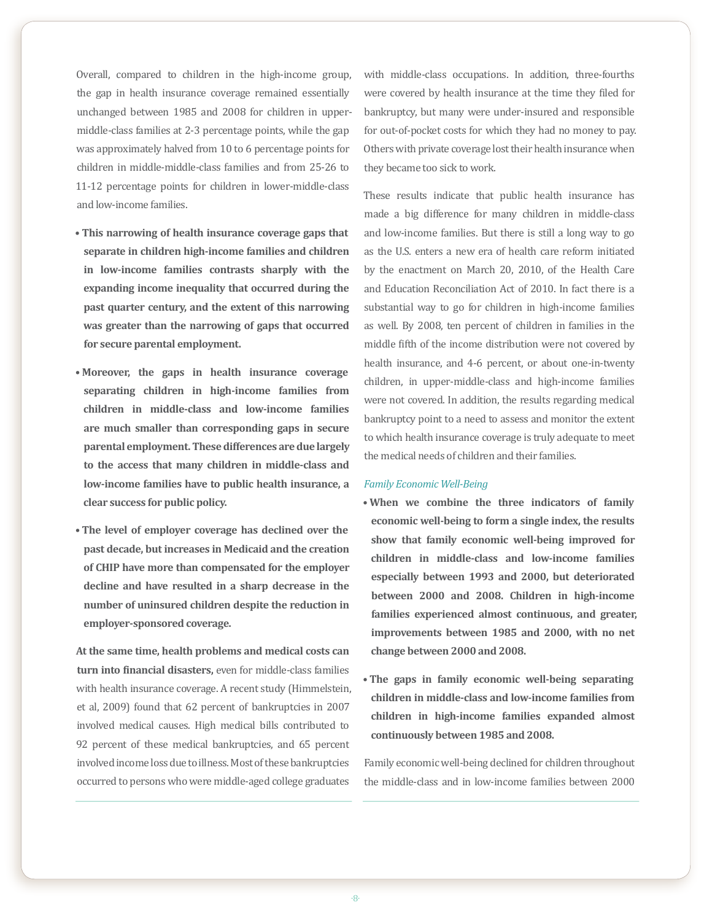Overall, compared to children in the high-income group, the gap in health insurance coverage remained essentially unchanged between 1985 and 2008 for children in upper-middle-class families at 2-3 percentage points, while the gap was approximately halved from 10 to 6 percentage points for children in middle-middle-class families and from 25-26 to 11-12 percentage points for children in lower-middle-class and low-income families.

- **This narrowing of health insurance coverage gaps that separate in children high-income families and children in low-income families contrasts sharply with the expanding income inequality that occurred during the past quarter century, and the extent of this narrowing was greater than the narrowing of gaps that occurred for secure parental employment.**

- **Moreover, the gaps in health insurance coverage separating children in high-income families from children in middle-class and low-income families are much smaller than corresponding gaps in secure parental employment. These differences are due largely to the access that many children in middle-class and low-income families have to public health insurance, a clear success for public policy.**

- **The level of employer coverage has declined over the past decade, but increases in Medicaid and the creation of CHIP have more than compensated for the employer decline and have resulted in a sharp decrease in the number of uninsured children despite the reduction in employer-sponsored coverage.**

**At the same time, health problems and medical costs can turn into financial disasters,** even for middle-class families with health insurance coverage. A recent study (Himmelstein, et al, 2009) found that 62 percent of bankruptcies in 2007 involved medical causes. High medical bills contributed to 92 percent of these medical bankruptcies, and 65 percent involved income loss due to illness. Most of these bankruptcies occurred to persons who were middle-aged college graduates with middle-class occupations. In addition, three-fourths were covered by health insurance at the time they filed for bankruptcy, but many were under-insured and responsible for out-of-pocket costs for which they had no money to pay. Others with private coverage lost their health insurance when they became too sick to work.

These results indicate that public health insurance has made a big difference for many children in middle-class and low-income families. But there is still a long way to go as the U.S. enters a new era of health care reform initiated by the enactment on March 20, 2010, of the Health Care and Education Reconciliation Act of 2010. In fact there is a substantial way to go for children in high-income families as well. By 2008, ten percent of children in families in the middle fifth of the income distribution were not covered by health insurance, and 4-6 percent, or about one-in-twenty children, in upper-middle-class and high-income families were not covered. In addition, the results regarding medical bankruptcy point to a need to assess and monitor the extent to which health insurance coverage is truly adequate to meet the medical needs of children and their families.

*Family Economic Well-Being*

- **When we combine the three indicators of family economic well-being to form a single index, the results show that family economic well-being improved for children in middle-class and low-income families especially between 1993 and 2000, but deteriorated between 2000 and 2008. Children in high-income families experienced almost continuous, and greater, improvements between 1985 and 2000, with no net change between 2000 and 2008.**

- **The gaps in family economic well-being separating children in middle-class and low-income families from children in high-income families expanded almost continuously between 1985 and 2008.**

Family economic well-being declined for children throughout the middle-class and in low-income families between 2000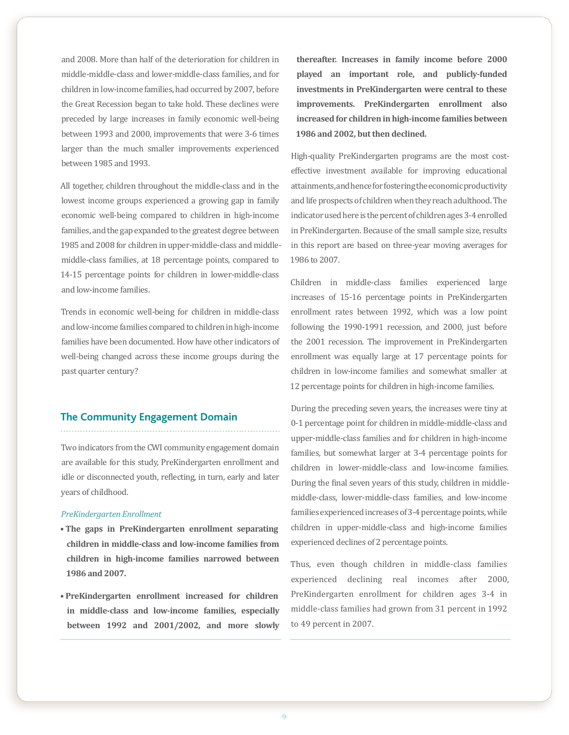and 2008. More than half of the deterioration for children in middle-middle-class and lower-middle-class families, and for children in low-income families, had occurred by 2007, before the Great Recession began to take hold. These declines were preceded by large increases in family economic well-being between 1993 and 2000, improvements that were 3-6 times larger than the much smaller improvements experienced between 1985 and 1993.

All together, children throughout the middle-class and in the lowest income groups experienced a growing gap in family economic well-being compared to children in high-income families, and the gap expanded to the greatest degree between 1985 and 2008 for children in upper-middle-class and middle-middle-class families, at 18 percentage points, compared to 14-15 percentage points for children in lower-middle-class and low-income families.

Trends in economic well-being for children in middle-class and low-income families compared to children in high-income families have been documented. How have other indicators of well-being changed across these income groups during the past quarter century?

## The Community Engagement Domain

Two indicators from the CWI community engagement domain are available for this study, PreKindergarten enrollment and idle or disconnected youth, reflecting, in turn, early and later years of childhood.

*PreKindergarten Enrollment*

- **The gaps in PreKindergarten enrollment separating children in middle-class and low-income families from children in high-income families narrowed between 1986 and 2007.**
- **PreKindergarten enrollment increased for children in middle-class and low-income families, especially between 1992 and 2001/2002, and more slowly thereafter. Increases in family income before 2000 played an important role, and publicly-funded investments in PreKindergarten were central to these improvements. PreKindergarten enrollment also increased for children in high-income families between 1986 and 2002, but then declined.**

High-quality PreKindergarten programs are the most cost-effective investment available for improving educational attainments, and hence for fostering the economic productivity and life prospects of children when they reach adulthood. The indicator used here is the percent of children ages 3-4 enrolled in PreKindergarten. Because of the small sample size, results in this report are based on three-year moving averages for 1986 to 2007.

Children in middle-class families experienced large increases of 15-16 percentage points in PreKindergarten enrollment rates between 1992, which was a low point following the 1990-1991 recession, and 2000, just before the 2001 recession. The improvement in PreKindergarten enrollment was equally large at 17 percentage points for children in low-income families and somewhat smaller at 12 percentage points for children in high-income families.

During the preceding seven years, the increases were tiny at 0-1 percentage point for children in middle-middle-class and upper-middle-class families and for children in high-income families, but somewhat larger at 3-4 percentage points for children in lower-middle-class and low-income families. During the final seven years of this study, children in middle-middle-class, lower-middle-class families, and low-income families experienced increases of 3-4 percentage points, while children in upper-middle-class and high-income families experienced declines of 2 percentage points.

Thus, even though children in middle-class families experienced declining real incomes after 2000, PreKindergarten enrollment for children ages 3-4 in middle-class families had grown from 31 percent in 1992 to 49 percent in 2007.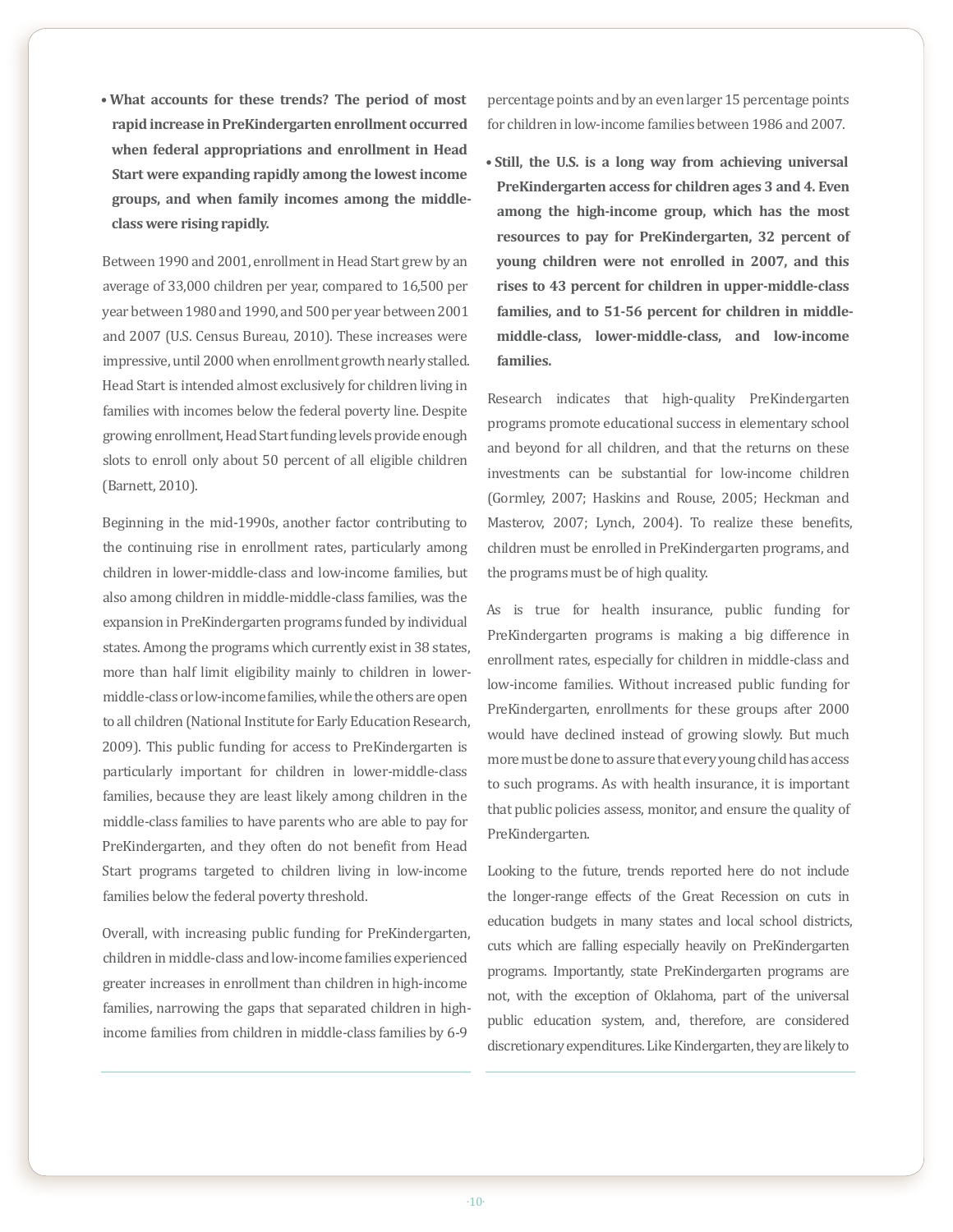- **What accounts for these trends? The period of most rapid increase in PreKindergarten enrollment occurred when federal appropriations and enrollment in Head Start were expanding rapidly among the lowest income groups, and when family incomes among the middle-class were rising rapidly.**

Between 1990 and 2001, enrollment in Head Start grew by an average of 33,000 children per year, compared to 16,500 per year between 1980 and 1990, and 500 per year between 2001 and 2007 (U.S. Census Bureau, 2010). These increases were impressive, until 2000 when enrollment growth nearly stalled. Head Start is intended almost exclusively for children living in families with incomes below the federal poverty line. Despite growing enrollment, Head Start funding levels provide enough slots to enroll only about 50 percent of all eligible children (Barnett, 2010).

Beginning in the mid-1990s, another factor contributing to the continuing rise in enrollment rates, particularly among children in lower-middle-class and low-income families, but also among children in middle-middle-class families, was the expansion in PreKindergarten programs funded by individual states. Among the programs which currently exist in 38 states, more than half limit eligibility mainly to children in lower-middle-class or low-income families, while the others are open to all children (National Institute for Early Education Research, 2009). This public funding for access to PreKindergarten is particularly important for children in lower-middle-class families, because they are least likely among children in the middle-class families to have parents who are able to pay for PreKindergarten, and they often do not benefit from Head Start programs targeted to children living in low-income families below the federal poverty threshold.

Overall, with increasing public funding for PreKindergarten, children in middle-class and low-income families experienced greater increases in enrollment than children in high-income families, narrowing the gaps that separated children in high-income families from children in middle-class families by 6-9 percentage points and by an even larger 15 percentage points for children in low-income families between 1986 and 2007.

- **Still, the U.S. is a long way from achieving universal PreKindergarten access for children ages 3 and 4. Even among the high-income group, which has the most resources to pay for PreKindergarten, 32 percent of young children were not enrolled in 2007, and this rises to 43 percent for children in upper-middle-class families, and to 51-56 percent for children in middle-middle-class, lower-middle-class, and low-income families.**

Research indicates that high-quality PreKindergarten programs promote educational success in elementary school and beyond for all children, and that the returns on these investments can be substantial for low-income children (Gormley, 2007; Haskins and Rouse, 2005; Heckman and Masterov, 2007; Lynch, 2004). To realize these benefits, children must be enrolled in PreKindergarten programs, and the programs must be of high quality.

As is true for health insurance, public funding for PreKindergarten programs is making a big difference in enrollment rates, especially for children in middle-class and low-income families. Without increased public funding for PreKindergarten, enrollments for these groups after 2000 would have declined instead of growing slowly. But much more must be done to assure that every young child has access to such programs. As with health insurance, it is important that public policies assess, monitor, and ensure the quality of PreKindergarten.

Looking to the future, trends reported here do not include the longer-range effects of the Great Recession on cuts in education budgets in many states and local school districts, cuts which are falling especially heavily on PreKindergarten programs. Importantly, state PreKindergarten programs are not, with the exception of Oklahoma, part of the universal public education system, and, therefore, are considered discretionary expenditures. Like Kindergarten, they are likely to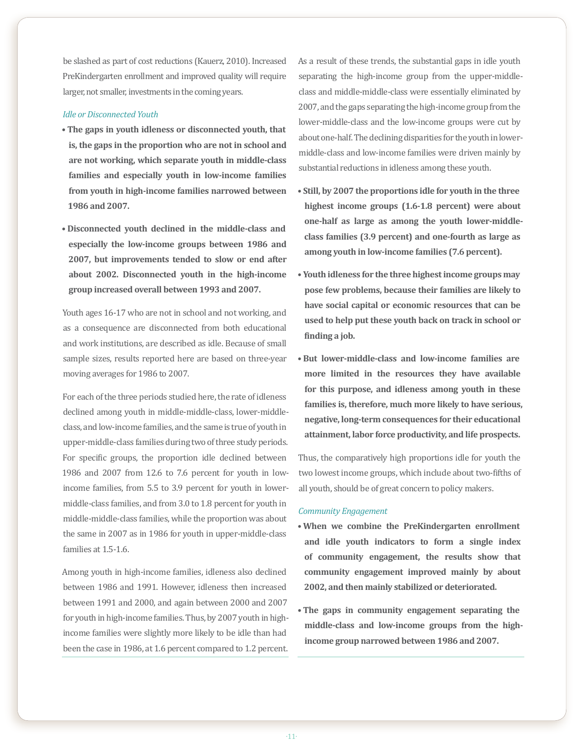be slashed as part of cost reductions (Kauerz, 2010). Increased PreKindergarten enrollment and improved quality will require larger, not smaller, investments in the coming years.

*Idle or Disconnected Youth*

- **The gaps in youth idleness or disconnected youth, that is, the gaps in the proportion who are not in school and are not working, which separate youth in middle-class families and especially youth in low-income families from youth in high-income families narrowed between 1986 and 2007.**

- **Disconnected youth declined in the middle-class and especially the low-income groups between 1986 and 2007, but improvements tended to slow or end after about 2002. Disconnected youth in the high-income group increased overall between 1993 and 2007.**

Youth ages 16-17 who are not in school and not working, and as a consequence are disconnected from both educational and work institutions, are described as idle. Because of small sample sizes, results reported here are based on three-year moving averages for 1986 to 2007.

For each of the three periods studied here, the rate of idleness declined among youth in middle-middle-class, lower-middle-class, and low-income families, and the same is true of youth in upper-middle-class families during two of three study periods. For specific groups, the proportion idle declined between 1986 and 2007 from 12.6 to 7.6 percent for youth in low-income families, from 5.5 to 3.9 percent for youth in lower-middle-class families, and from 3.0 to 1.8 percent for youth in middle-middle-class families, while the proportion was about the same in 2007 as in 1986 for youth in upper-middle-class families at 1.5-1.6.

Among youth in high-income families, idleness also declined between 1986 and 1991. However, idleness then increased between 1991 and 2000, and again between 2000 and 2007 for youth in high-income families. Thus, by 2007 youth in high-income families were slightly more likely to be idle than had been the case in 1986, at 1.6 percent compared to 1.2 percent.

As a result of these trends, the substantial gaps in idle youth separating the high-income group from the upper-middle-class and middle-middle-class were essentially eliminated by 2007, and the gaps separating the high-income group from the lower-middle-class and the low-income groups were cut by about one-half. The declining disparities for the youth in lower-middle-class and low-income families were driven mainly by substantial reductions in idleness among these youth.

- **Still, by 2007 the proportions idle for youth in the three highest income groups (1.6-1.8 percent) were about one-half as large as among the youth lower-middle-class families (3.9 percent) and one-fourth as large as among youth in low-income families (7.6 percent).**

- **Youth idleness for the three highest income groups may pose few problems, because their families are likely to have social capital or economic resources that can be used to help put these youth back on track in school or finding a job.**

- **But lower-middle-class and low-income families are more limited in the resources they have available for this purpose, and idleness among youth in these families is, therefore, much more likely to have serious, negative, long-term consequences for their educational attainment, labor force productivity, and life prospects.**

Thus, the comparatively high proportions idle for youth the two lowest income groups, which include about two-fifths of all youth, should be of great concern to policy makers.

*Community Engagement*

- **When we combine the PreKindergarten enrollment and idle youth indicators to form a single index of community engagement, the results show that community engagement improved mainly by about 2002, and then mainly stabilized or deteriorated.**

- **The gaps in community engagement separating the middle-class and low-income groups from the high-income group narrowed between 1986 and 2007.**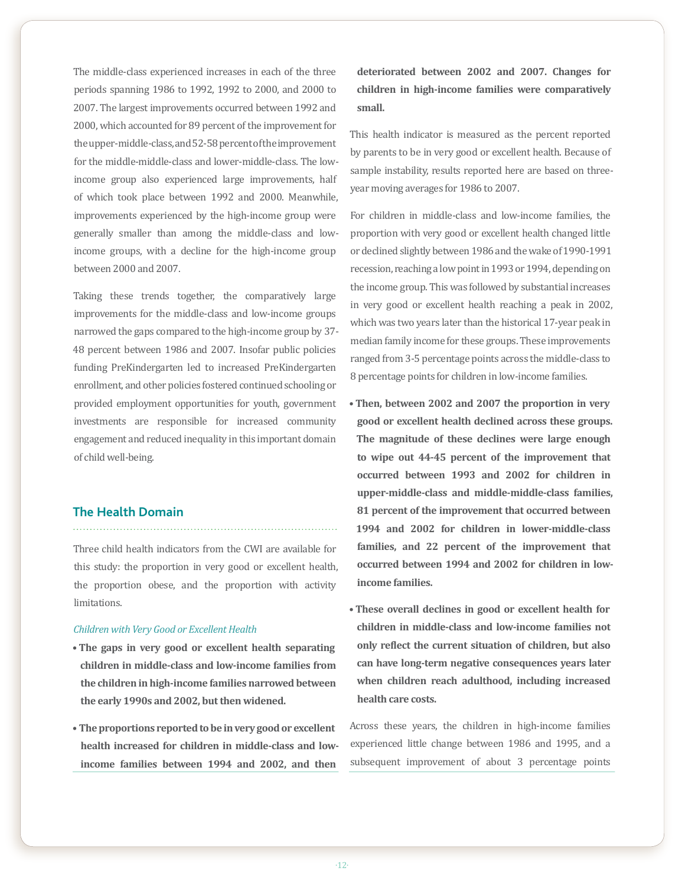The middle-class experienced increases in each of the three periods spanning 1986 to 1992, 1992 to 2000, and 2000 to 2007. The largest improvements occurred between 1992 and 2000, which accounted for 89 percent of the improvement for the upper-middle-class, and 52-58 percent of the improvement for the middle-middle-class and lower-middle-class. The low-income group also experienced large improvements, half of which took place between 1992 and 2000. Meanwhile, improvements experienced by the high-income group were generally smaller than among the middle-class and low-income groups, with a decline for the high-income group between 2000 and 2007.

Taking these trends together, the comparatively large improvements for the middle-class and low-income groups narrowed the gaps compared to the high-income group by 37-48 percent between 1986 and 2007. Insofar public policies funding PreKindergarten led to increased PreKindergarten enrollment, and other policies fostered continued schooling or provided employment opportunities for youth, government investments are responsible for increased community engagement and reduced inequality in this important domain of child well-being.

## The Health Domain

Three child health indicators from the CWI are available for this study: the proportion in very good or excellent health, the proportion obese, and the proportion with activity limitations.

*Children with Very Good or Excellent Health*

- **The gaps in very good or excellent health separating children in middle-class and low-income families from the children in high-income families narrowed between the early 1990s and 2002, but then widened.**
- **The proportions reported to be in very good or excellent health increased for children in middle-class and low-income families between 1994 and 2002, and then deteriorated between 2002 and 2007. Changes for children in high-income families were comparatively small.**

This health indicator is measured as the percent reported by parents to be in very good or excellent health. Because of sample instability, results reported here are based on three-year moving averages for 1986 to 2007.

For children in middle-class and low-income families, the proportion with very good or excellent health changed little or declined slightly between 1986 and the wake of 1990-1991 recession, reaching a low point in 1993 or 1994, depending on the income group. This was followed by substantial increases in very good or excellent health reaching a peak in 2002, which was two years later than the historical 17-year peak in median family income for these groups. These improvements ranged from 3-5 percentage points across the middle-class to 8 percentage points for children in low-income families.

- **Then, between 2002 and 2007 the proportion in very good or excellent health declined across these groups. The magnitude of these declines were large enough to wipe out 44-45 percent of the improvement that occurred between 1993 and 2002 for children in upper-middle-class and middle-middle-class families, 81 percent of the improvement that occurred between 1994 and 2002 for children in lower-middle-class families, and 22 percent of the improvement that occurred between 1994 and 2002 for children in low-income families.**
- **These overall declines in good or excellent health for children in middle-class and low-income families not only reflect the current situation of children, but also can have long-term negative consequences years later when children reach adulthood, including increased health care costs.**

Across these years, the children in high-income families experienced little change between 1986 and 1995, and a subsequent improvement of about 3 percentage points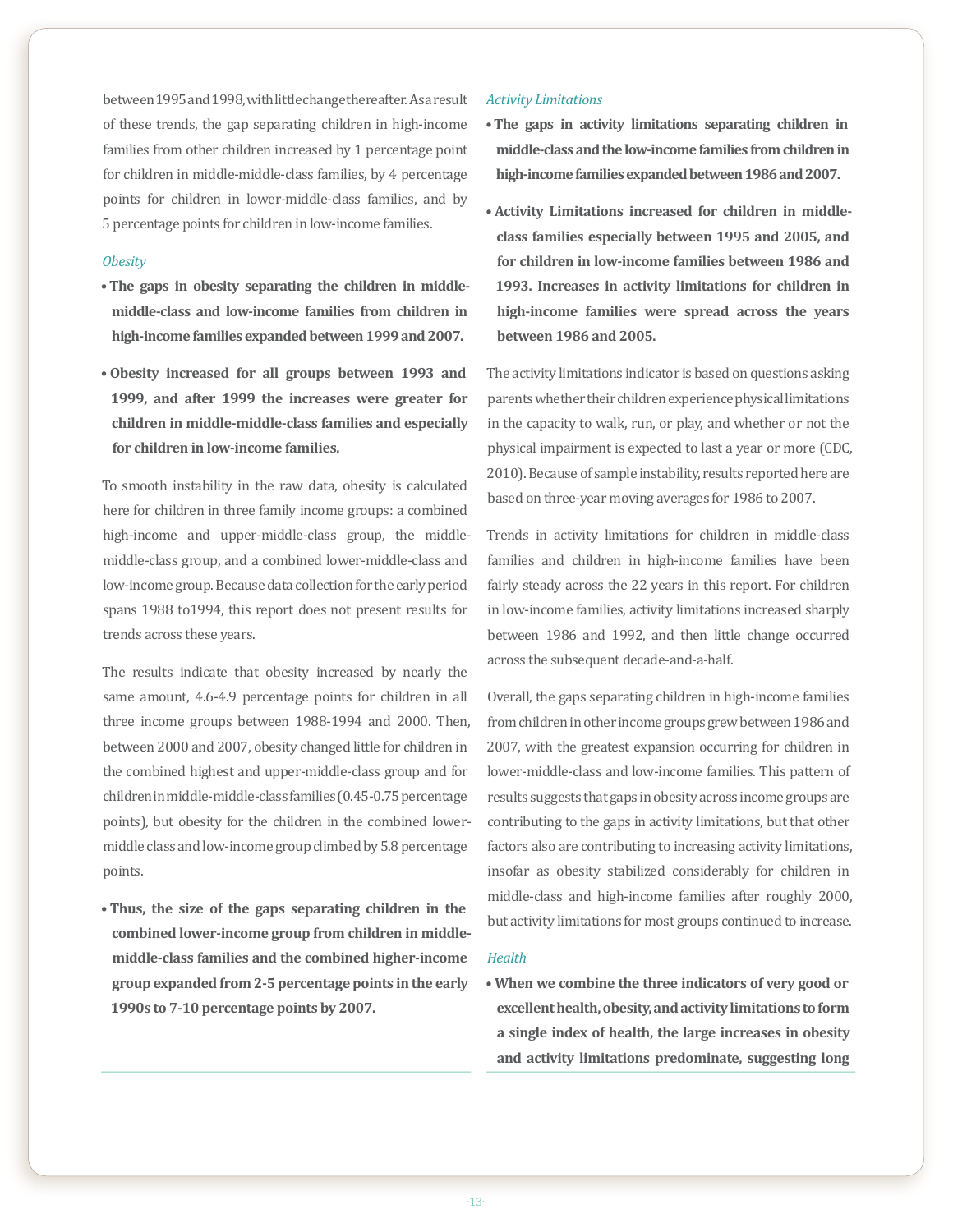between 1995 and 1998, with little change thereafter. As a result of these trends, the gap separating children in high-income families from other children increased by 1 percentage point for children in middle-middle-class families, by 4 percentage points for children in lower-middle-class families, and by 5 percentage points for children in low-income families.

### *Obesity*

- **The gaps in obesity separating the children in middle-middle-class and low-income families from children in high-income families expanded between 1999 and 2007.**

- **Obesity increased for all groups between 1993 and 1999, and after 1999 the increases were greater for children in middle-middle-class families and especially for children in low-income families.**

To smooth instability in the raw data, obesity is calculated here for children in three family income groups: a combined high-income and upper-middle-class group, the middle-middle-class group, and a combined lower-middle-class and low-income group. Because data collection for the early period spans 1988 to1994, this report does not present results for trends across these years.

The results indicate that obesity increased by nearly the same amount, 4.6-4.9 percentage points for children in all three income groups between 1988-1994 and 2000. Then, between 2000 and 2007, obesity changed little for children in the combined highest and upper-middle-class group and for children in middle-middle-class families (0.45-0.75 percentage points), but obesity for the children in the combined lower-middle class and low-income group climbed by 5.8 percentage points.

- **Thus, the size of the gaps separating children in the combined lower-income group from children in middle-middle-class families and the combined higher-income group expanded from 2-5 percentage points in the early 1990s to 7-10 percentage points by 2007.**

### *Activity Limitations*

- **The gaps in activity limitations separating children in middle-class and the low-income families from children in high-income families expanded between 1986 and 2007.**

- **Activity Limitations increased for children in middle-class families especially between 1995 and 2005, and for children in low-income families between 1986 and 1993. Increases in activity limitations for children in high-income families were spread across the years between 1986 and 2005.**

The activity limitations indicator is based on questions asking parents whether their children experience physical limitations in the capacity to walk, run, or play, and whether or not the physical impairment is expected to last a year or more (CDC, 2010). Because of sample instability, results reported here are based on three-year moving averages for 1986 to 2007.

Trends in activity limitations for children in middle-class families and children in high-income families have been fairly steady across the 22 years in this report. For children in low-income families, activity limitations increased sharply between 1986 and 1992, and then little change occurred across the subsequent decade-and-a-half.

Overall, the gaps separating children in high-income families from children in other income groups grew between 1986 and 2007, with the greatest expansion occurring for children in lower-middle-class and low-income families. This pattern of results suggests that gaps in obesity across income groups are contributing to the gaps in activity limitations, but that other factors also are contributing to increasing activity limitations, insofar as obesity stabilized considerably for children in middle-class and high-income families after roughly 2000, but activity limitations for most groups continued to increase.

### *Health*

- **When we combine the three indicators of very good or excellent health, obesity, and activity limitations to form a single index of health, the large increases in obesity and activity limitations predominate, suggesting long**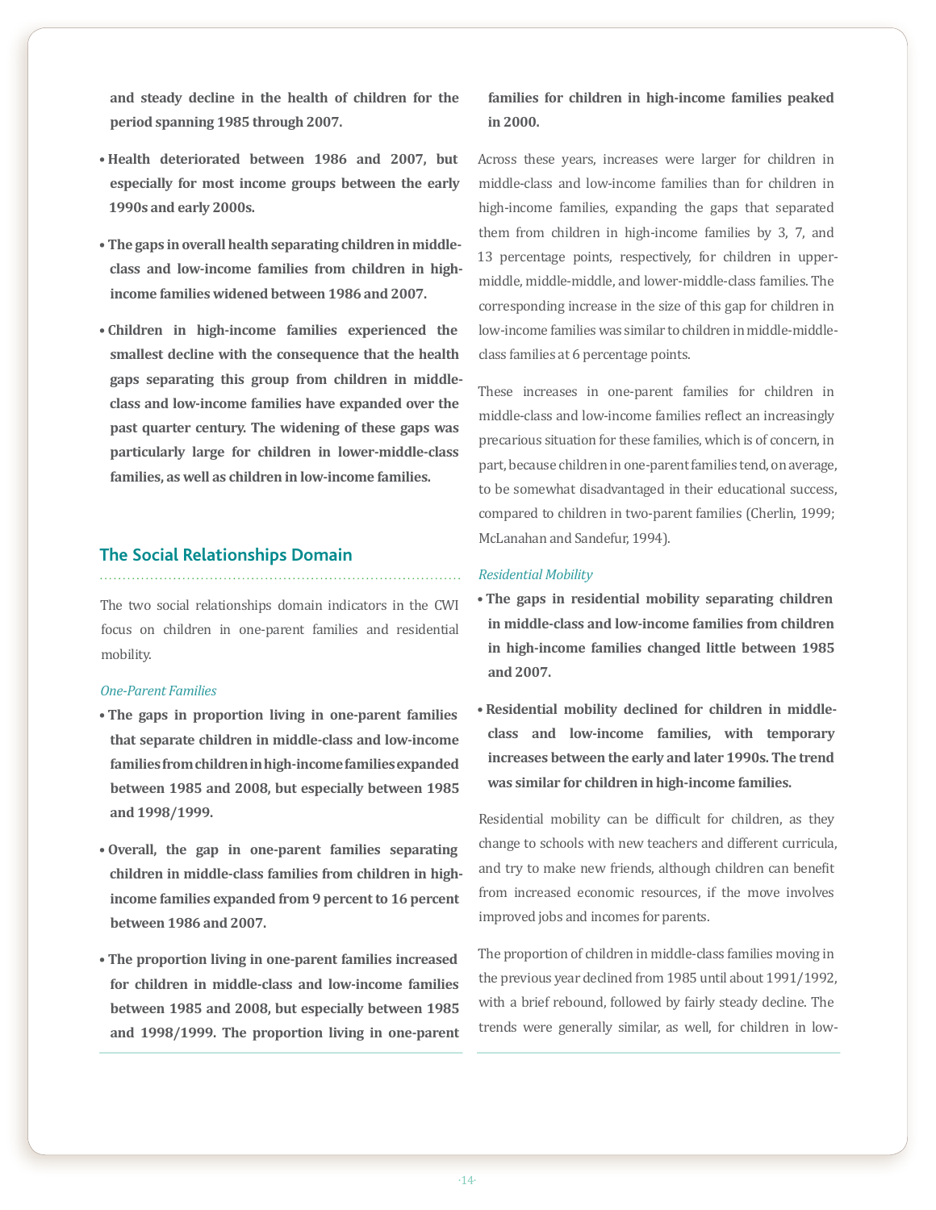**and steady decline in the health of children for the period spanning 1985 through 2007.**

- **Health deteriorated between 1986 and 2007, but especially for most income groups between the early 1990s and early 2000s.**
- **The gaps in overall health separating children in middle-class and low-income families from children in high-income families widened between 1986 and 2007.**
- **Children in high-income families experienced the smallest decline with the consequence that the health gaps separating this group from children in middle-class and low-income families have expanded over the past quarter century. The widening of these gaps was particularly large for children in lower-middle-class families, as well as children in low-income families.**

## The Social Relationships Domain

The two social relationships domain indicators in the CWI focus on children in one-parent families and residential mobility.

*One-Parent Families*

- **The gaps in proportion living in one-parent families that separate children in middle-class and low-income families from children in high-income families expanded between 1985 and 2008, but especially between 1985 and 1998/1999.**
- **Overall, the gap in one-parent families separating children in middle-class families from children in high-income families expanded from 9 percent to 16 percent between 1986 and 2007.**
- **The proportion living in one-parent families increased for children in middle-class and low-income families between 1985 and 2008, but especially between 1985 and 1998/1999. The proportion living in one-parent families for children in high-income families peaked in 2000.**

Across these years, increases were larger for children in middle-class and low-income families than for children in high-income families, expanding the gaps that separated them from children in high-income families by 3, 7, and 13 percentage points, respectively, for children in upper-middle, middle-middle, and lower-middle-class families. The corresponding increase in the size of this gap for children in low-income families was similar to children in middle-middle-class families at 6 percentage points.

These increases in one-parent families for children in middle-class and low-income families reflect an increasingly precarious situation for these families, which is of concern, in part, because children in one-parent families tend, on average, to be somewhat disadvantaged in their educational success, compared to children in two-parent families (Cherlin, 1999; McLanahan and Sandefur, 1994).

*Residential Mobility*

- **The gaps in residential mobility separating children in middle-class and low-income families from children in high-income families changed little between 1985 and 2007.**
- **Residential mobility declined for children in middle-class and low-income families, with temporary increases between the early and later 1990s. The trend was similar for children in high-income families.**

Residential mobility can be difficult for children, as they change to schools with new teachers and different curricula, and try to make new friends, although children can benefit from increased economic resources, if the move involves improved jobs and incomes for parents.

The proportion of children in middle-class families moving in the previous year declined from 1985 until about 1991/1992, with a brief rebound, followed by fairly steady decline. The trends were generally similar, as well, for children in low-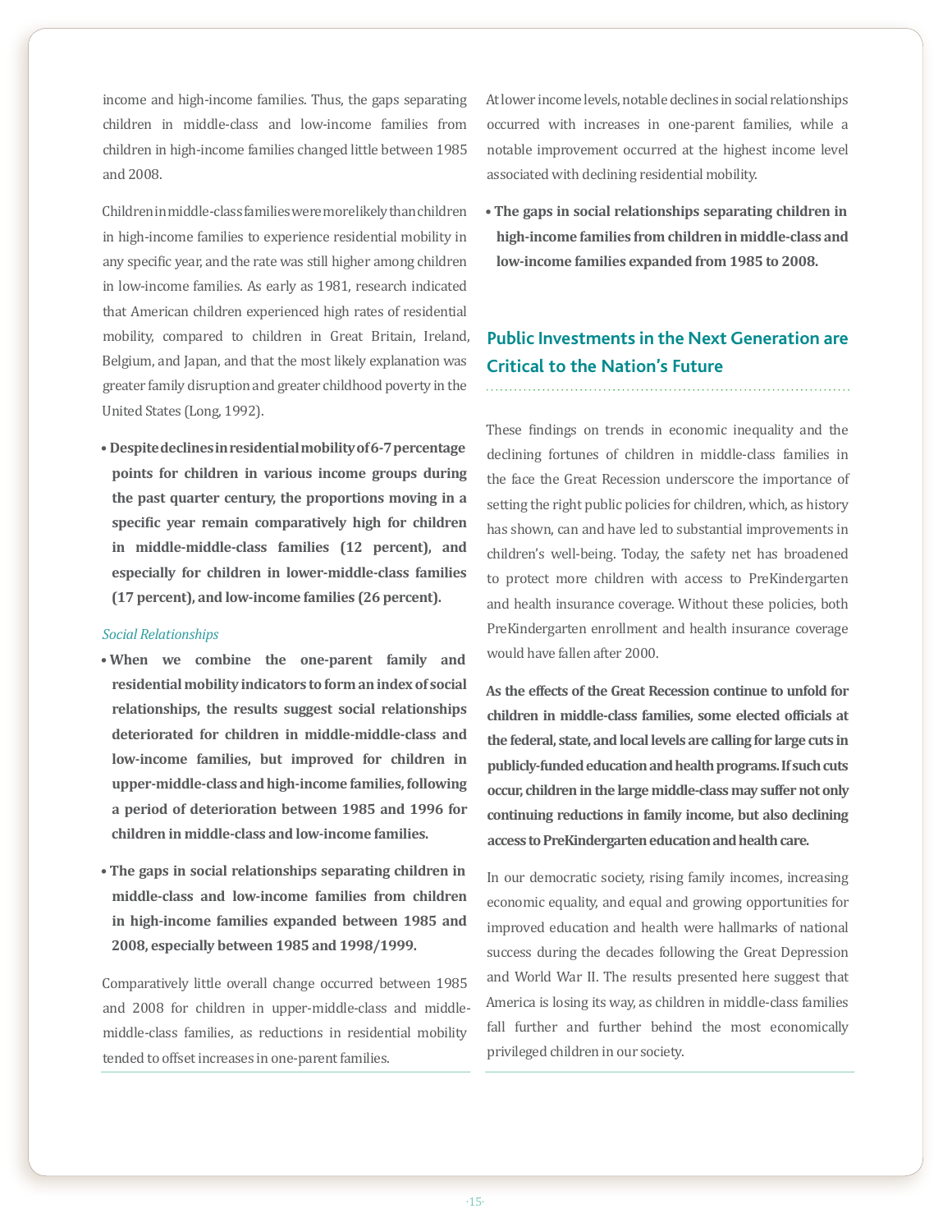income and high-income families. Thus, the gaps separating children in middle-class and low-income families from children in high-income families changed little between 1985 and 2008.

Children in middle-class families were more likely than children in high-income families to experience residential mobility in any specific year, and the rate was still higher among children in low-income families. As early as 1981, research indicated that American children experienced high rates of residential mobility, compared to children in Great Britain, Ireland, Belgium, and Japan, and that the most likely explanation was greater family disruption and greater childhood poverty in the United States (Long, 1992).

- **Despite declines in residential mobility of 6-7 percentage points for children in various income groups during the past quarter century, the proportions moving in a specific year remain comparatively high for children in middle-middle-class families (12 percent), and especially for children in lower-middle-class families (17 percent), and low-income families (26 percent).**

*Social Relationships*

- **When we combine the one-parent family and residential mobility indicators to form an index of social relationships, the results suggest social relationships deteriorated for children in middle-middle-class and low-income families, but improved for children in upper-middle-class and high-income families, following a period of deterioration between 1985 and 1996 for children in middle-class and low-income families.**

- **The gaps in social relationships separating children in middle-class and low-income families from children in high-income families expanded between 1985 and 2008, especially between 1985 and 1998/1999.**

Comparatively little overall change occurred between 1985 and 2008 for children in upper-middle-class and middle-middle-class families, as reductions in residential mobility tended to offset increases in one-parent families. At lower income levels, notable declines in social relationships occurred with increases in one-parent families, while a notable improvement occurred at the highest income level associated with declining residential mobility.

- **The gaps in social relationships separating children in high-income families from children in middle-class and low-income families expanded from 1985 to 2008.**

## Public Investments in the Next Generation are Critical to the Nation's Future

These findings on trends in economic inequality and the declining fortunes of children in middle-class families in the face the Great Recession underscore the importance of setting the right public policies for children, which, as history has shown, can and have led to substantial improvements in children's well-being. Today, the safety net has broadened to protect more children with access to PreKindergarten and health insurance coverage. Without these policies, both PreKindergarten enrollment and health insurance coverage would have fallen after 2000.

**As the effects of the Great Recession continue to unfold for children in middle-class families, some elected officials at the federal, state, and local levels are calling for large cuts in publicly-funded education and health programs. If such cuts occur, children in the large middle-class may suffer not only continuing reductions in family income, but also declining access to PreKindergarten education and health care.**

In our democratic society, rising family incomes, increasing economic equality, and equal and growing opportunities for improved education and health were hallmarks of national success during the decades following the Great Depression and World War II. The results presented here suggest that America is losing its way, as children in middle-class families fall further and further behind the most economically privileged children in our society.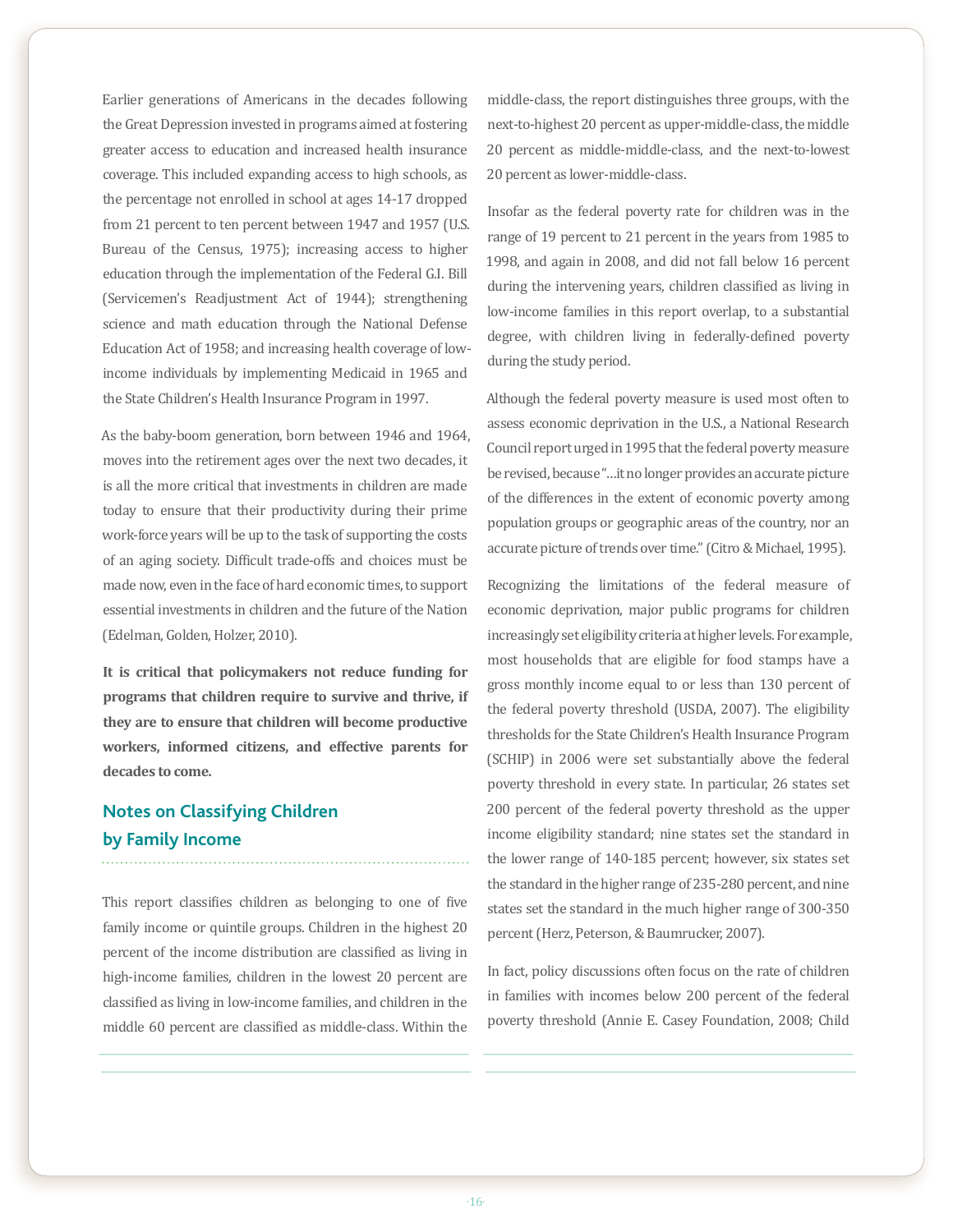Earlier generations of Americans in the decades following the Great Depression invested in programs aimed at fostering greater access to education and increased health insurance coverage. This included expanding access to high schools, as the percentage not enrolled in school at ages 14-17 dropped from 21 percent to ten percent between 1947 and 1957 (U.S. Bureau of the Census, 1975); increasing access to higher education through the implementation of the Federal G.I. Bill (Servicemen's Readjustment Act of 1944); strengthening science and math education through the National Defense Education Act of 1958; and increasing health coverage of low-income individuals by implementing Medicaid in 1965 and the State Children's Health Insurance Program in 1997.

As the baby-boom generation, born between 1946 and 1964, moves into the retirement ages over the next two decades, it is all the more critical that investments in children are made today to ensure that their productivity during their prime work-force years will be up to the task of supporting the costs of an aging society. Difficult trade-offs and choices must be made now, even in the face of hard economic times, to support essential investments in children and the future of the Nation (Edelman, Golden, Holzer, 2010).

**It is critical that policymakers not reduce funding for programs that children require to survive and thrive, if they are to ensure that children will become productive workers, informed citizens, and effective parents for decades to come.**

## Notes on Classifying Children by Family Income

This report classifies children as belonging to one of five family income or quintile groups. Children in the highest 20 percent of the income distribution are classified as living in high-income families, children in the lowest 20 percent are classified as living in low-income families, and children in the middle 60 percent are classified as middle-class. Within the middle-class, the report distinguishes three groups, with the next-to-highest 20 percent as upper-middle-class, the middle 20 percent as middle-middle-class, and the next-to-lowest 20 percent as lower-middle-class.

Insofar as the federal poverty rate for children was in the range of 19 percent to 21 percent in the years from 1985 to 1998, and again in 2008, and did not fall below 16 percent during the intervening years, children classified as living in low-income families in this report overlap, to a substantial degree, with children living in federally-defined poverty during the study period.

Although the federal poverty measure is used most often to assess economic deprivation in the U.S., a National Research Council report urged in 1995 that the federal poverty measure be revised, because "…it no longer provides an accurate picture of the differences in the extent of economic poverty among population groups or geographic areas of the country, nor an accurate picture of trends over time." (Citro & Michael, 1995).

Recognizing the limitations of the federal measure of economic deprivation, major public programs for children increasingly set eligibility criteria at higher levels. For example, most households that are eligible for food stamps have a gross monthly income equal to or less than 130 percent of the federal poverty threshold (USDA, 2007). The eligibility thresholds for the State Children's Health Insurance Program (SCHIP) in 2006 were set substantially above the federal poverty threshold in every state. In particular, 26 states set 200 percent of the federal poverty threshold as the upper income eligibility standard; nine states set the standard in the lower range of 140-185 percent; however, six states set the standard in the higher range of 235-280 percent, and nine states set the standard in the much higher range of 300-350 percent (Herz, Peterson, & Baumrucker, 2007).

In fact, policy discussions often focus on the rate of children in families with incomes below 200 percent of the federal poverty threshold (Annie E. Casey Foundation, 2008; Child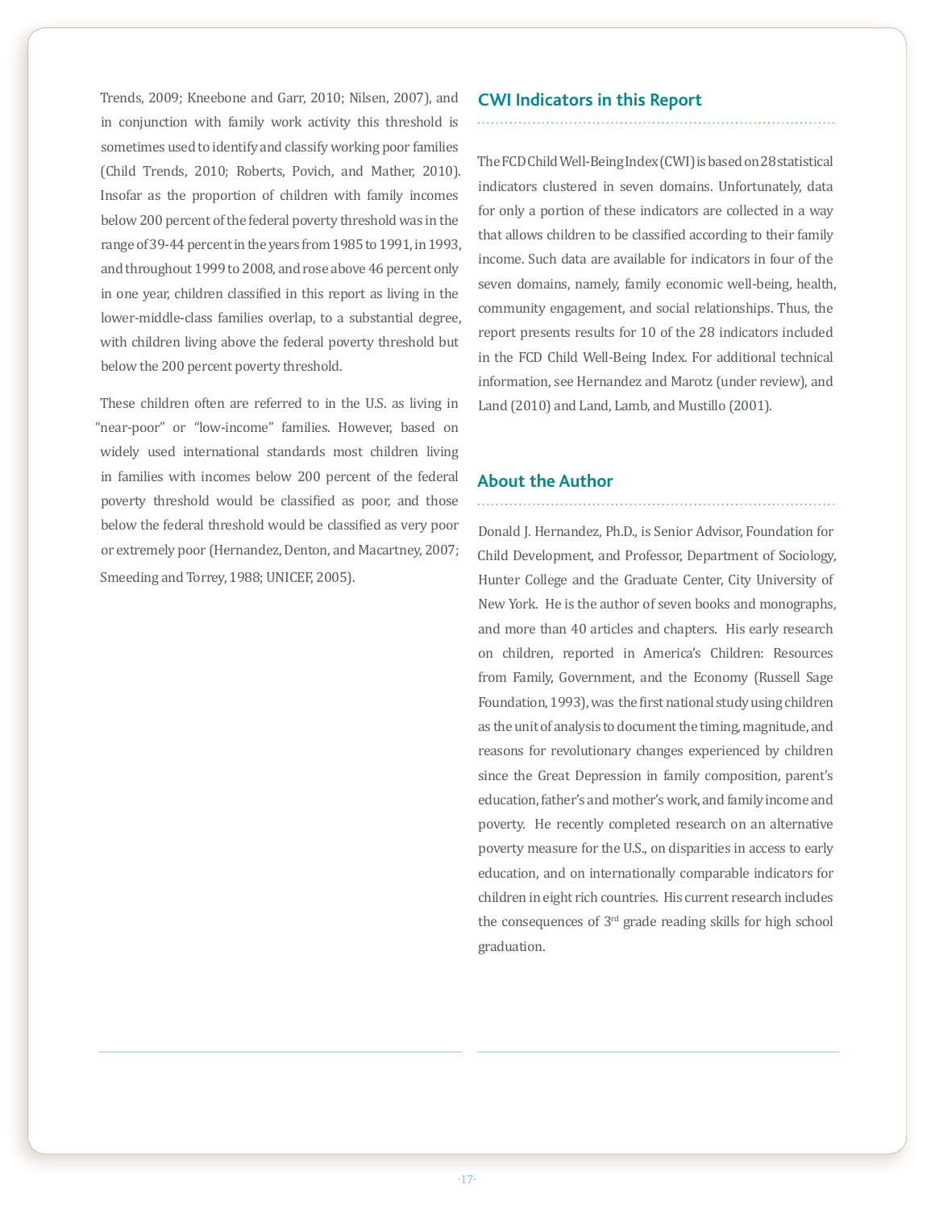Trends, 2009; Kneebone and Garr, 2010; Nilsen, 2007), and in conjunction with family work activity this threshold is sometimes used to identify and classify working poor families (Child Trends, 2010; Roberts, Povich, and Mather, 2010). Insofar as the proportion of children with family incomes below 200 percent of the federal poverty threshold was in the range of 39-44 percent in the years from 1985 to 1991, in 1993, and throughout 1999 to 2008, and rose above 46 percent only in one year, children classified in this report as living in the lower-middle-class families overlap, to a substantial degree, with children living above the federal poverty threshold but below the 200 percent poverty threshold.

These children often are referred to in the U.S. as living in "near-poor" or "low-income" families. However, based on widely used international standards most children living in families with incomes below 200 percent of the federal poverty threshold would be classified as poor, and those below the federal threshold would be classified as very poor or extremely poor (Hernandez, Denton, and Macartney, 2007; Smeeding and Torrey, 1988; UNICEF, 2005).

## CWI Indicators in this Report

The FCD Child Well-Being Index (CWI) is based on 28 statistical indicators clustered in seven domains. Unfortunately, data for only a portion of these indicators are collected in a way that allows children to be classified according to their family income. Such data are available for indicators in four of the seven domains, namely, family economic well-being, health, community engagement, and social relationships. Thus, the report presents results for 10 of the 28 indicators included in the FCD Child Well-Being Index. For additional technical information, see Hernandez and Marotz (under review), and Land (2010) and Land, Lamb, and Mustillo (2001).

## About the Author

Donald J. Hernandez, Ph.D., is Senior Advisor, Foundation for Child Development, and Professor, Department of Sociology, Hunter College and the Graduate Center, City University of New York. He is the author of seven books and monographs, and more than 40 articles and chapters. His early research on children, reported in America's Children: Resources from Family, Government, and the Economy (Russell Sage Foundation, 1993), was the first national study using children as the unit of analysis to document the timing, magnitude, and reasons for revolutionary changes experienced by children since the Great Depression in family composition, parent's education, father's and mother's work, and family income and poverty. He recently completed research on an alternative poverty measure for the U.S., on disparities in access to early education, and on internationally comparable indicators for children in eight rich countries. His current research includes the consequences of 3rd grade reading skills for high school graduation.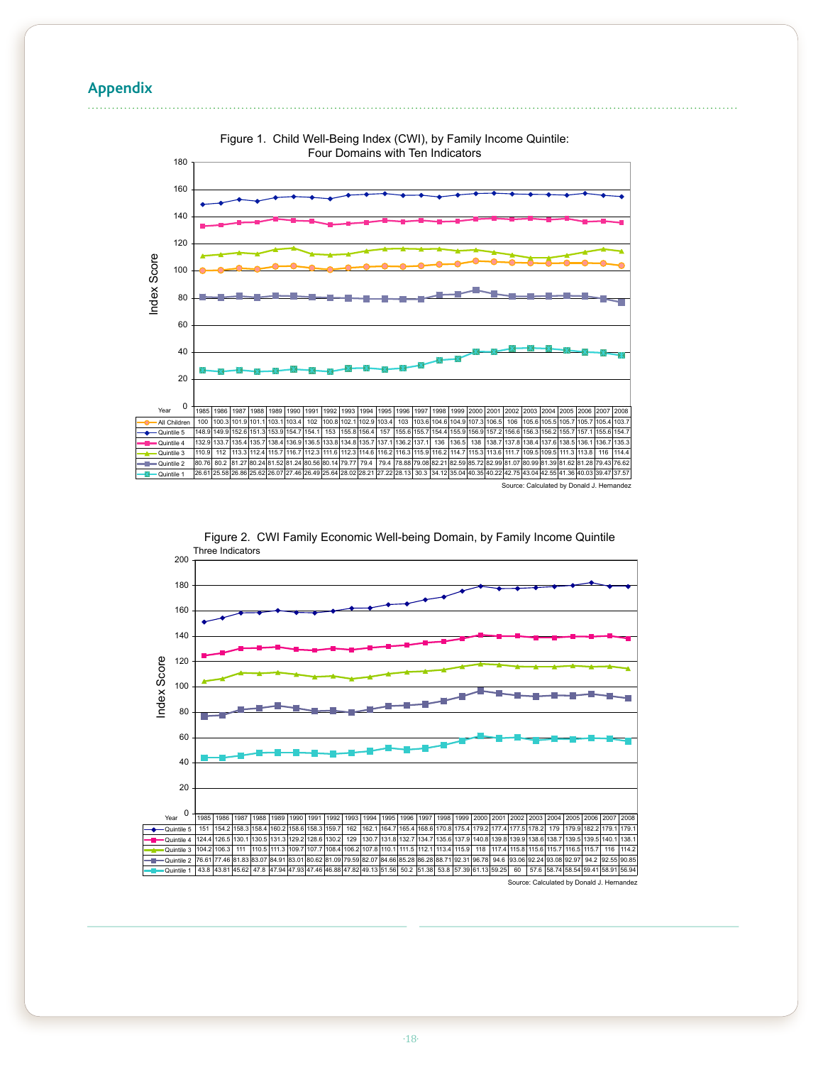## Appendix

Figure 1. Child Well-Being Index (CWI), by Family Income Quintile: Four Domains with Ten Indicators

| Year | 1985 | 1986 | 1987 | 1988 | 1989 | 1990 | 1991 | 1992 | 1993 | 1994 | 1995 | 1996 | 1997 | 1998 | 1999 | 2000 | 2001 | 2002 | 2003 | 2004 | 2005 | 2006 | 2007 | 2008 |
|---|---|---|---|---|---|---|---|---|---|---|---|---|---|---|---|---|---|---|---|---|---|---|---|---|
| All Children | 100 | 100.3 | 101.9 | 101.1 | 103.1 | 103.4 | 102 | 100.8 | 102.1 | 102.9 | 103.4 | 103 | 103.6 | 104.6 | 104.9 | 107.3 | 106.5 | 106 | 105.6 | 105.5 | 105.7 | 105.7 | 105.4 | 103.7 |
| Quintile 5 | 148.9 | 149.9 | 152.6 | 151.3 | 153.9 | 154.7 | 154.1 | 153 | 155.8 | 156.4 | 157 | 155.6 | 155.7 | 154.4 | 155.9 | 156.9 | 157.2 | 156.6 | 156.3 | 156.2 | 155.7 | 157.1 | 155.6 | 154.7 |
| Quintile 4 | 132.9 | 133.7 | 135.4 | 135.7 | 138.4 | 136.9 | 136.5 | 133.8 | 134.8 | 135.7 | 137.1 | 136.2 | 137.1 | 136 | 136.5 | 138 | 138.7 | 137.8 | 138.4 | 137.6 | 138.5 | 136.1 | 136.7 | 135.3 |
| Quintile 3 | 110.9 | 112 | 113.3 | 112.4 | 115.7 | 116.7 | 112.3 | 111.6 | 112.3 | 114.6 | 116.2 | 116.3 | 115.9 | 116.2 | 114.7 | 115.3 | 113.6 | 111.7 | 109.5 | 109.5 | 111.3 | 113.8 | 116 | 114.4 |
| Quintile 2 | 80.76 | 80.2 | 81.27 | 80.24 | 81.52 | 81.24 | 80.56 | 80.14 | 79.77 | 79.4 | 79.4 | 78.88 | 79.08 | 82.21 | 82.59 | 85.72 | 82.99 | 81.07 | 80.99 | 81.39 | 81.62 | 81.28 | 79.43 | 76.62 |
| Quintile 1 | 26.61 | 25.58 | 26.86 | 25.62 | 26.07 | 27.46 | 26.49 | 25.64 | 28.02 | 28.21 | 27.22 | 28.13 | 30.3 | 34.12 | 35.04 | 40.35 | 40.22 | 42.75 | 43.04 | 42.55 | 41.36 | 40.03 | 39.47 | 37.57 |

Source: Calculated by Donald J. Hernandez

Figure 2. CWI Family Economic Well-being Domain, by Family Income Quintile
Three Indicators

| Year | 1985 | 1986 | 1987 | 1988 | 1989 | 1990 | 1991 | 1992 | 1993 | 1994 | 1995 | 1996 | 1997 | 1998 | 1999 | 2000 | 2001 | 2002 | 2003 | 2004 | 2005 | 2006 | 2007 | 2008 |
|---|---|---|---|---|---|---|---|---|---|---|---|---|---|---|---|---|---|---|---|---|---|---|---|---|
| Quintile 5 | 151 | 154.2 | 158.3 | 158.4 | 160.2 | 158.6 | 158.3 | 159.7 | 162 | 162.1 | 164.7 | 165.4 | 168.6 | 170.8 | 175.4 | 179.2 | 177.4 | 177.5 | 178.2 | 179 | 179.9 | 182.2 | 179.1 | 179.1 |
| Quintile 4 | 124.4 | 126.5 | 130.1 | 130.5 | 131.3 | 129.2 | 128.6 | 130.2 | 129 | 130.7 | 131.8 | 132.7 | 134.7 | 135.6 | 137.9 | 140.8 | 139.8 | 139.9 | 138.6 | 138.7 | 139.5 | 139.5 | 140.1 | 138.1 |
| Quintile 3 | 104.2 | 106.3 | 111 | 110.5 | 111.3 | 109.7 | 107.7 | 108.4 | 106.2 | 107.8 | 110.1 | 111.5 | 112.1 | 113.4 | 115.9 | 118 | 117.4 | 115.8 | 115.6 | 115.7 | 116.5 | 115.7 | 116 | 114.2 |
| Quintile 2 | 76.61 | 77.46 | 81.83 | 83.07 | 84.91 | 83.01 | 80.62 | 81.09 | 79.59 | 82.07 | 84.66 | 85.28 | 86.28 | 88.71 | 92.31 | 96.78 | 94.6 | 93.06 | 92.24 | 93.08 | 92.97 | 94.2 | 92.55 | 90.85 |
| Quintile 1 | 43.8 | 43.81 | 45.62 | 47.8 | 47.94 | 47.93 | 47.46 | 46.88 | 47.82 | 49.13 | 51.56 | 50.2 | 51.38 | 53.8 | 57.39 | 61.13 | 59.25 | 60 | 57.6 | 58.74 | 58.54 | 59.41 | 58.91 | 56.94 |

Source: Calculated by Donald J. Hernandez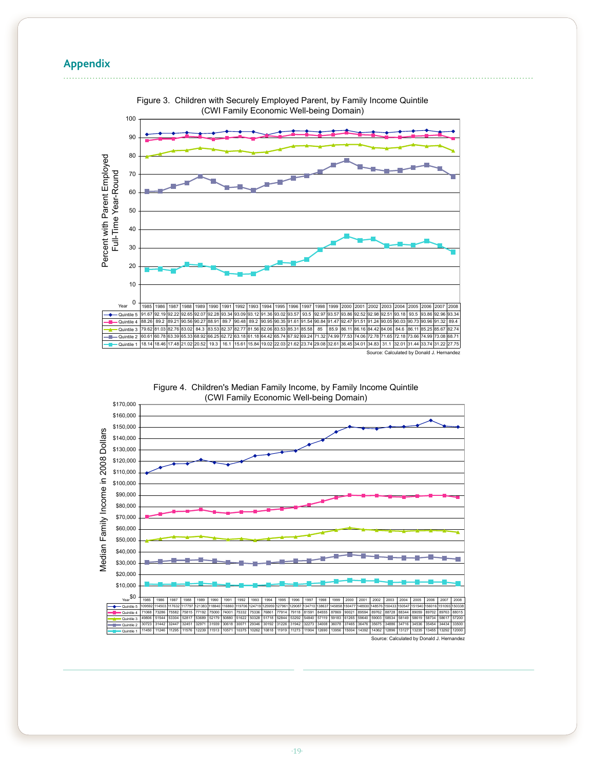## Appendix

Figure 3. Children with Securely Employed Parent, by Family Income Quintile
(CWI Family Economic Well-being Domain)

Percent with Parent Employed Full-Time Year-Round

| Year | 1985 | 1986 | 1987 | 1988 | 1989 | 1990 | 1991 | 1992 | 1993 | 1994 | 1995 | 1996 | 1997 | 1998 | 1999 | 2000 | 2001 | 2002 | 2003 | 2004 | 2005 | 2006 | 2007 | 2008 |
|---|---|---|---|---|---|---|---|---|---|---|---|---|---|---|---|---|---|---|---|---|---|---|---|---|
| Quintile 5 | 91.67 | 92.19 | 92.22 | 92.65 | 92.07 | 92.28 | 93.34 | 93.09 | 93.12 | 91.36 | 93.02 | 93.57 | 93.5 | 92.97 | 93.57 | 93.86 | 92.52 | 92.98 | 92.51 | 93.18 | 93.5 | 93.86 | 92.96 | 93.34 |
| Quintile 4 | 88.26 | 89.2 | 89.21 | 90.56 | 90.27 | 88.91 | 89.7 | 90.48 | 89.2 | 90.95 | 90.35 | 91.61 | 91.54 | 90.84 | 91.47 | 92.47 | 91.51 | 91.24 | 90.05 | 90.03 | 90.73 | 90.96 | 91.32 | 89.4 |
| Quintile 3 | 79.62 | 81.03 | 82.76 | 83.02 | 84.3 | 83.53 | 82.37 | 82.77 | 81.56 | 82.06 | 83.53 | 85.31 | 85.58 | 85 | 85.9 | 86.11 | 86.16 | 84.42 | 84.06 | 84.6 | 86.11 | 85.25 | 85.67 | 82.74 |
| Quintile 2 | 60.61 | 60.78 | 63.39 | 65.33 | 68.92 | 66.25 | 62.72 | 63.18 | 61.18 | 64.42 | 65.74 | 67.92 | 69.24 | 71.32 | 74.99 | 77.53 | 74.06 | 72.78 | 71.65 | 72.18 | 73.66 | 74.99 | 73.08 | 68.71 |
| Quintile 1 | 18.14 | 18.46 | 17.48 | 21.02 | 20.52 | 19.3 | 16.1 | 15.61 | 15.84 | 19.02 | 22.03 | 21.62 | 23.74 | 29.08 | 32.61 | 36.45 | 34.01 | 34.83 | 31.1 | 32.01 | 31.44 | 33.74 | 31.22 | 27.75 |

Source: Calculated by Donald J. Hernandez

Figure 4. Children's Median Family Income, by Family Income Quintile
(CWI Family Economic Well-being Domain)

Median Family Income in 2008 Dollars

| Year | 1985 | 1986 | 1987 | 1988 | 1989 | 1990 | 1991 | 1992 | 1993 | 1994 | 1995 | 1996 | 1997 | 1998 | 1999 | 2000 | 2001 | 2002 | 2003 | 2004 | 2005 | 2006 | 2007 | 2008 |
|---|---|---|---|---|---|---|---|---|---|---|---|---|---|---|---|---|---|---|---|---|---|---|---|---|
| Quintile 5 | 109592 | 114503 | 117632 | 117797 | 121383 | 118840 | 116860 | 119706 | 124719 | 125959 | 127961 | 129087 | 134710 | 138637 | 145858 | 150477 | 148930 | 148576 | 150433 | 150547 | 151540 | 156016 | 151093 | 150338 |
| Quintile 4 | 71068 | 73286 | 75582 | 75815 | 77192 | 75000 | 74001 | 75332 | 75336 | 76861 | 77914 | 79118 | 81591 | 84555 | 87869 | 90021 | 89594 | 89762 | 88728 | 88344 | 89059 | 89702 | 89763 | 88015 |
| Quintile 3 | 49806 | 51544 | 53304 | 52817 | 53689 | 52179 | 50880 | 51622 | 50328 | 51718 | 52844 | 53292 | 54840 | 57119 | 59183 | 61265 | 59640 | 59003 | 58534 | 58149 | 58619 | 58734 | 58617 | 57200 |
| Quintile 2 | 30723 | 31442 | 32447 | 32451 | 32971 | 31939 | 30618 | 30071 | 29346 | 30192 | 31226 | 31942 | 32273 | 34008 | 36078 | 37465 | 36476 | 35675 | 34886 | 34716 | 34536 | 35454 | 34434 | 33500 |
| Quintile 1 | 11450 | 11246 | 11295 | 11576 | 12239 | 11513 | 10571 | 10375 | 10262 | 10818 | 11919 | 11273 | 11904 | 12690 | 13956 | 15004 | 14392 | 14362 | 12896 | 13127 | 13235 | 13455 | 13292 | 12000 |

Source: Calculated by Donald J. Hernandez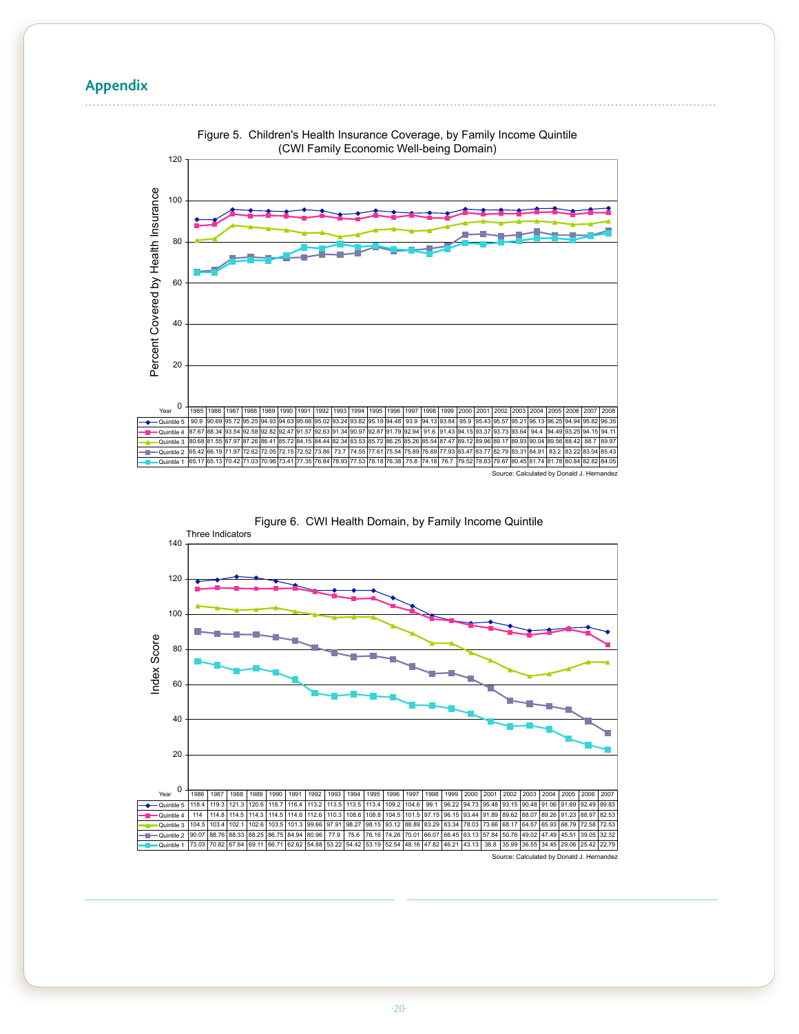## Appendix

**Figure 5. Children's Health Insurance Coverage, by Family Income Quintile (CWI Family Economic Well-being Domain)**

| Year | 1985 | 1986 | 1987 | 1988 | 1989 | 1990 | 1991 | 1992 | 1993 | 1994 | 1995 | 1996 | 1997 | 1998 | 1999 | 2000 | 2001 | 2002 | 2003 | 2004 | 2005 | 2006 | 2007 | 2008 |
|---|---|---|---|---|---|---|---|---|---|---|---|---|---|---|---|---|---|---|---|---|---|---|---|---|
| Quintile 5 | 90.9 | 90.69 | 95.72 | 95.25 | 94.93 | 94.63 | 95.66 | 95.02 | 93.24 | 93.82 | 95.19 | 94.48 | 93.9 | 94.13 | 93.84 | 95.9 | 95.43 | 95.57 | 95.21 | 96.13 | 96.25 | 94.94 | 95.82 | 96.35 |
| Quintile 4 | 87.67 | 88.34 | 93.54 | 92.58 | 92.82 | 92.47 | 91.57 | 92.63 | 91.34 | 90.97 | 92.87 | 91.79 | 92.94 | 91.6 | 91.43 | 94.15 | 93.37 | 93.73 | 93.64 | 94.4 | 94.49 | 93.25 | 94.15 | 94.11 |
| Quintile 3 | 80.68 | 81.55 | 87.97 | 87.26 | 86.41 | 85.72 | 84.15 | 84.44 | 82.34 | 83.53 | 85.72 | 86.25 | 85.26 | 85.54 | 87.47 | 89.12 | 89.96 | 89.17 | 89.93 | 90.04 | 89.56 | 88.42 | 88.7 | 89.97 |
| Quintile 2 | 65.42 | 66.19 | 71.97 | 72.62 | 72.05 | 72.15 | 72.52 | 73.86 | 73.7 | 74.55 | 77.61 | 75.54 | 75.89 | 76.69 | 77.93 | 83.47 | 83.77 | 82.79 | 83.31 | 84.91 | 83.2 | 83.22 | 83.04 | 85.43 |
| Quintile 1 | 65.17 | 65.13 | 70.42 | 71.03 | 70.98 | 73.41 | 77.35 | 76.84 | 78.93 | 77.53 | 78.18 | 76.38 | 75.8 | 74.18 | 76.7 | 79.52 | 78.83 | 79.67 | 80.45 | 81.74 | 81.78 | 80.84 | 82.82 | 84.05 |

Source: Calculated by Donald J. Hernandez

**Figure 6. CWI Health Domain, by Family Income Quintile**

Three Indicators

| Year | 1986 | 1987 | 1988 | 1989 | 1990 | 1991 | 1992 | 1993 | 1994 | 1995 | 1996 | 1997 | 1998 | 1999 | 2000 | 2001 | 2002 | 2003 | 2004 | 2005 | 2006 | 2007 |
|---|---|---|---|---|---|---|---|---|---|---|---|---|---|---|---|---|---|---|---|---|---|---|
| Quintile 5 | 118.4 | 119.3 | 121.3 | 120.6 | 118.7 | 116.4 | 113.2 | 113.5 | 113.5 | 113.4 | 109.2 | 104.6 | 99.1 | 96.22 | 94.73 | 95.48 | 93.15 | 90.48 | 91.06 | 91.89 | 92.49 | 89.83 |
| Quintile 4 | 114 | 114.8 | 114.5 | 114.3 | 114.5 | 114.6 | 112.6 | 110.3 | 108.6 | 108.8 | 104.5 | 101.5 | 97.15 | 96.15 | 93.44 | 91.89 | 89.62 | 88.07 | 89.26 | 91.23 | 88.97 | 82.53 |
| Quintile 3 | 104.5 | 103.4 | 102.1 | 102.6 | 103.5 | 101.3 | 99.66 | 97.91 | 98.27 | 98.15 | 93.12 | 88.89 | 83.29 | 83.34 | 78.03 | 73.66 | 68.17 | 64.57 | 65.93 | 68.79 | 72.58 | 72.53 |
| Quintile 2 | 90.07 | 88.76 | 88.33 | 88.25 | 86.75 | 84.94 | 80.96 | 77.9 | 75.6 | 76.16 | 74.26 | 70.01 | 66.07 | 66.45 | 63.13 | 57.84 | 50.76 | 49.02 | 47.49 | 45.51 | 39.05 | 32.32 |
| Quintile 1 | 73.03 | 70.82 | 67.64 | 69.11 | 66.71 | 62.62 | 54.88 | 53.22 | 54.42 | 53.19 | 52.54 | 48.16 | 47.82 | 46.21 | 43.13 | 38.8 | 35.99 | 36.55 | 34.45 | 29.06 | 25.42 | 22.79 |

Source: Calculated by Donald J. Hernandez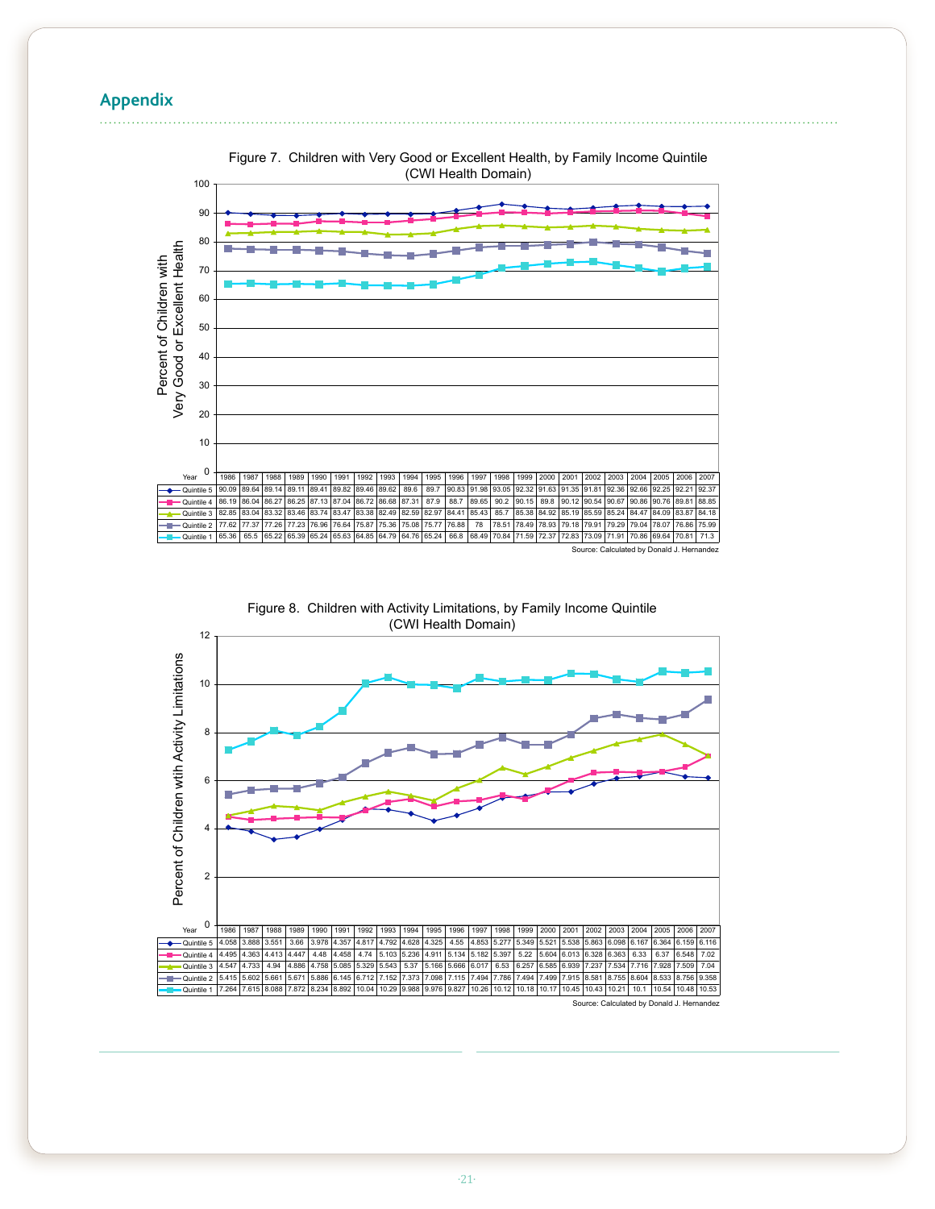## Appendix

Figure 7. Children with Very Good or Excellent Health, by Family Income Quintile (CWI Health Domain)

| Year | 1986 | 1987 | 1988 | 1989 | 1990 | 1991 | 1992 | 1993 | 1994 | 1995 | 1996 | 1997 | 1998 | 1999 | 2000 | 2001 | 2002 | 2003 | 2004 | 2005 | 2006 | 2007 |
|---|---|---|---|---|---|---|---|---|---|---|---|---|---|---|---|---|---|---|---|---|---|---|
| Quintile 5 | 90.09 | 89.64 | 89.14 | 89.11 | 89.41 | 89.82 | 89.46 | 89.62 | 89.6 | 89.7 | 90.83 | 91.98 | 93.05 | 92.32 | 91.63 | 91.35 | 91.81 | 92.36 | 92.66 | 92.25 | 92.21 | 92.37 |
| Quintile 4 | 86.19 | 86.04 | 86.27 | 86.25 | 87.13 | 87.04 | 86.72 | 86.68 | 87.31 | 87.9 | 88.7 | 89.65 | 90.2 | 90.15 | 89.8 | 90.12 | 90.54 | 90.67 | 90.86 | 90.76 | 89.81 | 88.85 |
| Quintile 3 | 82.85 | 83.04 | 83.32 | 83.46 | 83.74 | 83.47 | 83.38 | 82.49 | 82.59 | 82.97 | 84.41 | 85.43 | 85.7 | 85.38 | 84.92 | 85.19 | 85.59 | 85.24 | 84.47 | 84.09 | 83.87 | 84.18 |
| Quintile 2 | 77.62 | 77.37 | 77.26 | 77.23 | 76.96 | 76.64 | 75.87 | 75.36 | 75.08 | 75.77 | 76.88 | 78 | 78.51 | 78.49 | 78.93 | 79.18 | 79.91 | 79.29 | 79.04 | 78.07 | 76.86 | 75.99 |
| Quintile 1 | 65.36 | 65.5 | 65.22 | 65.39 | 65.24 | 65.63 | 64.85 | 64.79 | 64.76 | 65.24 | 66.8 | 68.49 | 70.84 | 71.59 | 72.37 | 72.83 | 73.09 | 71.91 | 70.86 | 69.64 | 70.81 | 71.3 |

Source: Calculated by Donald J. Hernandez

Figure 8. Children with Activity Limitations, by Family Income Quintile (CWI Health Domain)

| Year | 1986 | 1987 | 1988 | 1989 | 1990 | 1991 | 1992 | 1993 | 1994 | 1995 | 1996 | 1997 | 1998 | 1999 | 2000 | 2001 | 2002 | 2003 | 2004 | 2005 | 2006 | 2007 |
|---|---|---|---|---|---|---|---|---|---|---|---|---|---|---|---|---|---|---|---|---|---|---|
| Quintile 5 | 4.058 | 3.888 | 3.551 | 3.66 | 3.978 | 4.357 | 4.817 | 4.792 | 4.628 | 4.325 | 4.55 | 4.853 | 5.277 | 5.349 | 5.521 | 5.538 | 5.863 | 6.098 | 6.167 | 6.364 | 6.159 | 6.116 |
| Quintile 4 | 4.495 | 4.363 | 4.413 | 4.447 | 4.48 | 4.458 | 4.74 | 5.103 | 5.236 | 4.911 | 5.134 | 5.182 | 5.397 | 5.22 | 5.604 | 6.013 | 6.328 | 6.363 | 6.33 | 6.37 | 6.548 | 7.02 |
| Quintile 3 | 4.547 | 4.733 | 4.94 | 4.886 | 4.758 | 5.085 | 5.329 | 5.543 | 5.37 | 5.166 | 5.666 | 6.017 | 6.53 | 6.257 | 6.585 | 6.939 | 7.237 | 7.534 | 7.716 | 7.928 | 7.509 | 7.04 |
| Quintile 2 | 5.415 | 5.602 | 5.661 | 5.671 | 5.886 | 6.145 | 6.712 | 7.152 | 7.373 | 7.098 | 7.115 | 7.494 | 7.786 | 7.494 | 7.499 | 7.915 | 8.581 | 8.755 | 8.604 | 8.533 | 8.756 | 9.358 |
| Quintile 1 | 7.264 | 7.615 | 8.088 | 7.872 | 8.234 | 8.892 | 10.04 | 10.29 | 9.988 | 9.976 | 9.827 | 10.26 | 10.12 | 10.18 | 10.17 | 10.45 | 10.43 | 10.21 | 10.1 | 10.54 | 10.48 | 10.53 |

Source: Calculated by Donald J. Hernandez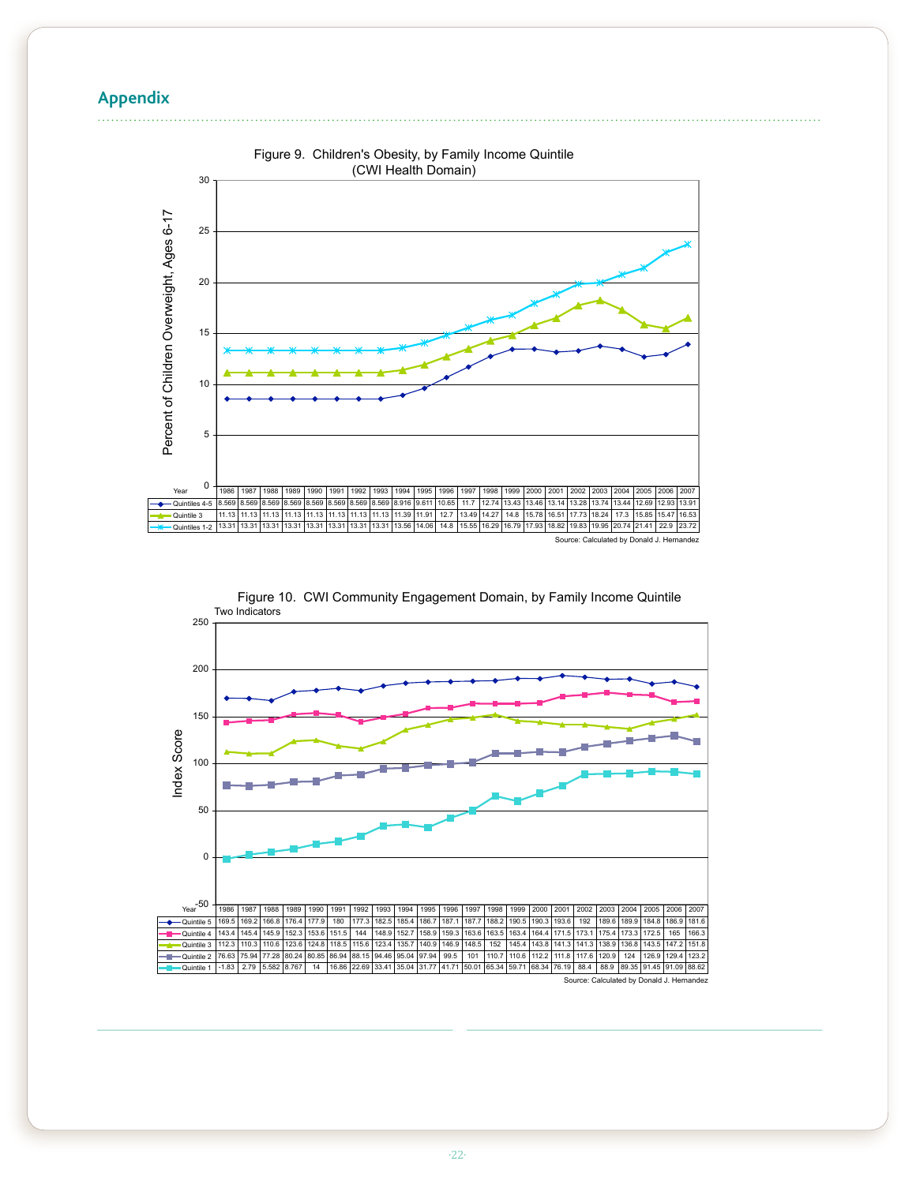## Appendix

Figure 9. Children's Obesity, by Family Income Quintile (CWI Health Domain)

Percent of Children Overweight, Ages 6-17

| Year | 1986 | 1987 | 1988 | 1989 | 1990 | 1991 | 1992 | 1993 | 1994 | 1995 | 1996 | 1997 | 1998 | 1999 | 2000 | 2001 | 2002 | 2003 | 2004 | 2005 | 2006 | 2007 |
|---|---|---|---|---|---|---|---|---|---|---|---|---|---|---|---|---|---|---|---|---|---|---|
| Quintiles 4-5 | 8.569 | 8.569 | 8.569 | 8.569 | 8.569 | 8.569 | 8.569 | 8.569 | 8.916 | 9.611 | 10.65 | 11.7 | 12.74 | 13.43 | 13.46 | 13.14 | 13.28 | 13.74 | 13.44 | 12.69 | 12.93 | 13.91 |
| Quintile 3 | 11.13 | 11.13 | 11.13 | 11.13 | 11.13 | 11.13 | 11.13 | 11.13 | 11.39 | 11.91 | 12.7 | 13.49 | 14.27 | 14.8 | 15.78 | 16.51 | 17.73 | 18.24 | 17.3 | 15.85 | 15.47 | 16.53 |
| Quintiles 1-2 | 13.31 | 13.31 | 13.31 | 13.31 | 13.31 | 13.31 | 13.31 | 13.31 | 13.56 | 14.06 | 14.8 | 15.55 | 16.29 | 16.79 | 17.93 | 18.82 | 19.83 | 19.95 | 20.74 | 21.41 | 22.9 | 23.72 |

Source: Calculated by Donald J. Hernandez

Figure 10. CWI Community Engagement Domain, by Family Income Quintile
Two Indicators

Index Score

| Year | 1986 | 1987 | 1988 | 1989 | 1990 | 1991 | 1992 | 1993 | 1994 | 1995 | 1996 | 1997 | 1998 | 1999 | 2000 | 2001 | 2002 | 2003 | 2004 | 2005 | 2006 | 2007 |
|---|---|---|---|---|---|---|---|---|---|---|---|---|---|---|---|---|---|---|---|---|---|---|
| Quintile 5 | 169.5 | 169.2 | 166.8 | 176.4 | 177.9 | 180 | 177.3 | 182.5 | 185.4 | 186.7 | 187.1 | 187.7 | 188.2 | 190.5 | 190.3 | 193.6 | 192 | 189.6 | 189.9 | 184.8 | 186.9 | 181.6 |
| Quintile 4 | 143.4 | 145.4 | 145.9 | 152.3 | 153.6 | 151.5 | 144 | 148.9 | 152.7 | 158.9 | 159.3 | 163.6 | 163.5 | 163.4 | 164.4 | 171.5 | 173.1 | 175.4 | 173.3 | 172.5 | 165 | 166.3 |
| Quintile 3 | 112.3 | 110.3 | 110.6 | 123.6 | 124.8 | 118.5 | 115.6 | 123.4 | 135.7 | 140.9 | 146.9 | 148.5 | 152 | 145.4 | 143.8 | 141.3 | 141.3 | 138.9 | 136.8 | 143.5 | 147.2 | 151.8 |
| Quintile 2 | 76.63 | 75.94 | 77.28 | 80.24 | 80.85 | 86.94 | 88.15 | 94.46 | 95.04 | 97.94 | 99.5 | 101 | 110.7 | 110.6 | 112.2 | 111.8 | 117.6 | 120.9 | 124 | 126.9 | 129.4 | 123.2 |
| Quintile 1 | -1.83 | 2.79 | 5.582 | 8.767 | 14 | 16.86 | 22.69 | 33.41 | 35.04 | 31.77 | 41.71 | 50.01 | 65.34 | 59.71 | 68.34 | 76.19 | 88.4 | 88.9 | 89.35 | 91.45 | 91.09 | 88.62 |

Source: Calculated by Donald J. Hernandez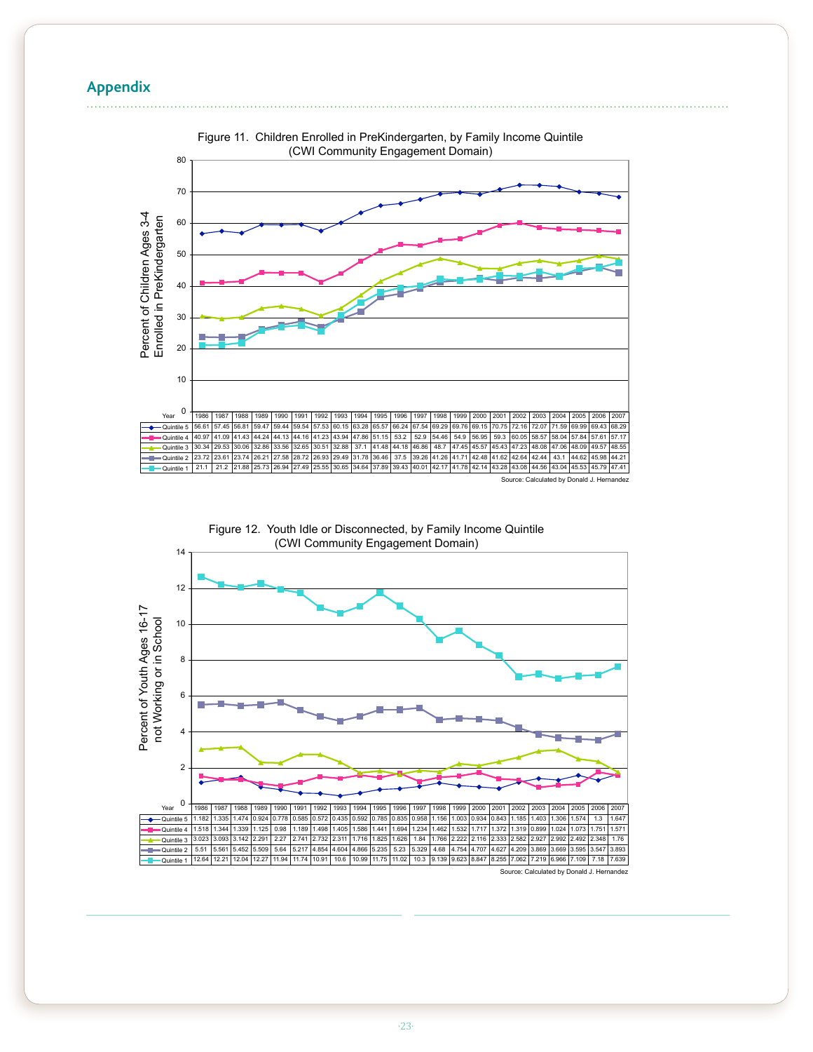## Appendix

Figure 11. Children Enrolled in PreKindergarten, by Family Income Quintile
(CWI Community Engagement Domain)

Percent of Children Ages 3-4 Enrolled in PreKindergarten

| Year | 1986 | 1987 | 1988 | 1989 | 1990 | 1991 | 1992 | 1993 | 1994 | 1995 | 1996 | 1997 | 1998 | 1999 | 2000 | 2001 | 2002 | 2003 | 2004 | 2005 | 2006 | 2007 |
|---|---|---|---|---|---|---|---|---|---|---|---|---|---|---|---|---|---|---|---|---|---|---|
| Quintile 5 | 56.61 | 57.45 | 56.81 | 59.47 | 59.44 | 59.54 | 57.53 | 60.15 | 63.28 | 65.57 | 66.24 | 67.54 | 69.29 | 69.76 | 69.15 | 70.75 | 72.16 | 72.07 | 71.59 | 69.99 | 69.43 | 68.29 |
| Quintile 4 | 40.97 | 41.09 | 41.43 | 44.24 | 44.13 | 44.16 | 41.23 | 43.94 | 47.86 | 51.15 | 53.2 | 52.9 | 54.46 | 54.9 | 56.95 | 59.3 | 60.05 | 58.57 | 58.04 | 57.84 | 57.61 | 57.17 |
| Quintile 3 | 30.34 | 29.53 | 30.06 | 32.86 | 33.56 | 32.65 | 30.51 | 32.88 | 37.1 | 41.48 | 44.18 | 46.86 | 48.7 | 47.45 | 45.57 | 45.43 | 47.23 | 48.08 | 47.06 | 48.09 | 49.57 | 48.55 |
| Quintile 2 | 23.72 | 23.61 | 23.74 | 26.21 | 27.58 | 28.72 | 26.93 | 29.49 | 31.78 | 36.46 | 37.5 | 39.26 | 41.26 | 41.71 | 42.48 | 41.62 | 42.64 | 42.44 | 43.1 | 44.62 | 45.98 | 44.21 |
| Quintile 1 | 21.1 | 21.2 | 21.88 | 25.73 | 26.94 | 27.49 | 25.55 | 30.65 | 34.64 | 37.89 | 39.43 | 40.01 | 42.17 | 41.78 | 42.14 | 43.28 | 43.08 | 44.56 | 43.04 | 45.53 | 45.79 | 47.41 |

Source: Calculated by Donald J. Hernandez

Figure 12. Youth Idle or Disconnected, by Family Income Quintile
(CWI Community Engagement Domain)

Percent of Youth Ages 16-17 not Working or in School

| Year | 1986 | 1987 | 1988 | 1989 | 1990 | 1991 | 1992 | 1993 | 1994 | 1995 | 1996 | 1997 | 1998 | 1999 | 2000 | 2001 | 2002 | 2003 | 2004 | 2005 | 2006 | 2007 |
|---|---|---|---|---|---|---|---|---|---|---|---|---|---|---|---|---|---|---|---|---|---|---|
| Quintile 5 | 1.182 | 1.335 | 1.474 | 0.924 | 0.778 | 0.585 | 0.572 | 0.435 | 0.592 | 0.785 | 0.835 | 0.958 | 1.156 | 1.003 | 0.934 | 0.843 | 1.185 | 1.403 | 1.306 | 1.574 | 1.3 | 1.647 |
| Quintile 4 | 1.518 | 1.344 | 1.339 | 1.125 | 0.98 | 1.189 | 1.498 | 1.405 | 1.586 | 1.441 | 1.694 | 1.234 | 1.462 | 1.532 | 1.717 | 1.372 | 1.319 | 0.899 | 1.024 | 1.073 | 1.751 | 1.571 |
| Quintile 3 | 3.023 | 3.093 | 3.142 | 2.291 | 2.27 | 2.741 | 2.732 | 2.311 | 1.716 | 1.825 | 1.626 | 1.84 | 1.766 | 2.222 | 2.116 | 2.333 | 2.582 | 2.927 | 2.992 | 2.492 | 2.348 | 1.76 |
| Quintile 2 | 5.51 | 5.561 | 5.452 | 5.509 | 5.64 | 5.217 | 4.854 | 4.604 | 4.866 | 5.235 | 5.23 | 5.329 | 4.68 | 4.754 | 4.707 | 4.627 | 4.209 | 3.869 | 3.669 | 3.595 | 3.547 | 3.893 |
| Quintile 1 | 12.64 | 12.21 | 12.04 | 12.27 | 11.94 | 11.74 | 10.91 | 10.6 | 10.99 | 11.75 | 11.02 | 10.3 | 9.139 | 9.623 | 8.847 | 8.255 | 7.062 | 7.219 | 6.966 | 7.109 | 7.18 | 7.639 |

Source: Calculated by Donald J. Hernandez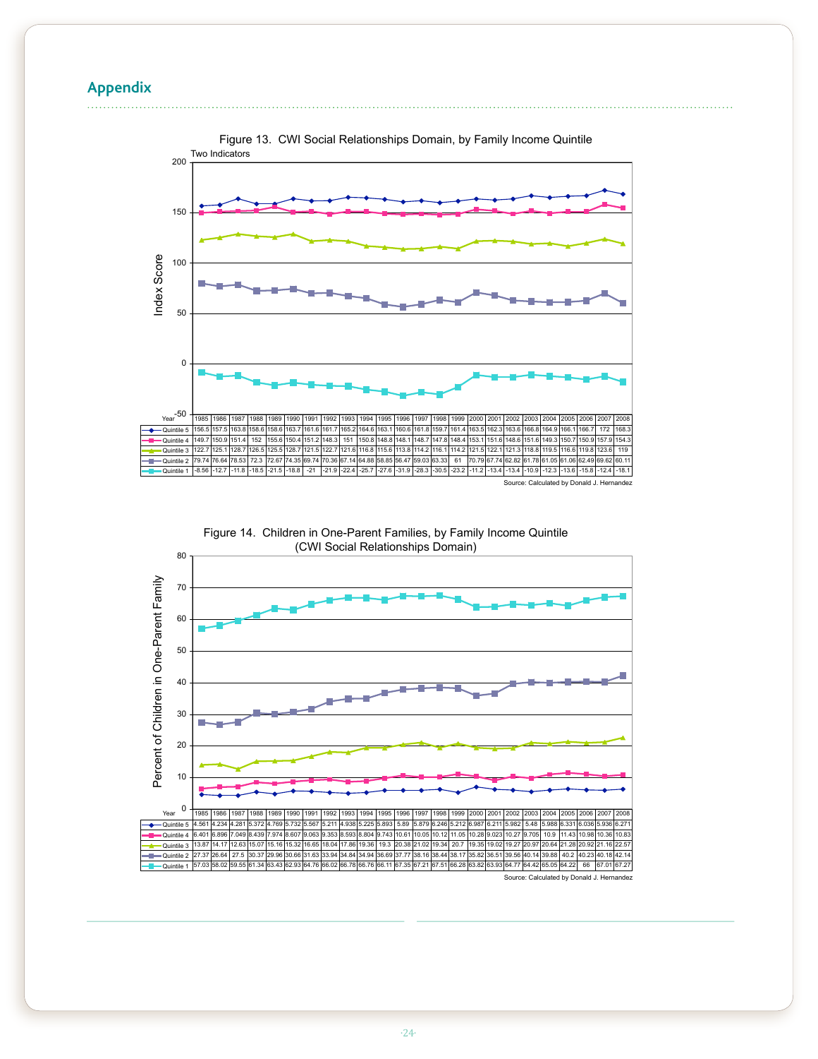## Appendix

Figure 13. CWI Social Relationships Domain, by Family Income Quintile

Two Indicators

| Year | 1985 | 1986 | 1987 | 1988 | 1989 | 1990 | 1991 | 1992 | 1993 | 1994 | 1995 | 1996 | 1997 | 1998 | 1999 | 2000 | 2001 | 2002 | 2003 | 2004 | 2005 | 2006 | 2007 | 2008 |
|---|---|---|---|---|---|---|---|---|---|---|---|---|---|---|---|---|---|---|---|---|---|---|---|---|
| Quintile 5 | 156.5 | 157.5 | 163.8 | 158.6 | 158.6 | 163.7 | 161.6 | 161.7 | 165.2 | 164.6 | 163.1 | 160.6 | 161.8 | 159.7 | 161.4 | 163.5 | 162.3 | 163.6 | 166.8 | 164.9 | 166.1 | 166.7 | 172 | 168.3 |
| Quintile 4 | 149.7 | 150.9 | 151.4 | 152 | 155.6 | 150.4 | 151.2 | 148.3 | 151 | 150.8 | 148.8 | 148.1 | 148.7 | 147.8 | 148.4 | 153.1 | 151.6 | 148.6 | 151.6 | 149.3 | 150.7 | 150.9 | 157.9 | 154.3 |
| Quintile 3 | 122.7 | 125.1 | 128.7 | 126.5 | 125.5 | 128.7 | 121.5 | 122.7 | 121.6 | 116.8 | 115.6 | 113.8 | 114.2 | 116.1 | 114.2 | 121.5 | 122.1 | 121.3 | 118.8 | 119.5 | 116.6 | 119.8 | 123.6 | 119 |
| Quintile 2 | 79.74 | 76.64 | 78.53 | 72.3 | 72.67 | 74.35 | 69.74 | 70.36 | 67.14 | 64.88 | 58.85 | 56.47 | 59.03 | 63.33 | 61 | 70.79 | 67.74 | 62.82 | 61.78 | 61.05 | 61.06 | 62.49 | 69.62 | 60.11 |
| Quintile 1 | -8.56 | -12.7 | -11.8 | -18.5 | -21.5 | -18.8 | -21 | -21.9 | -22.4 | -25.7 | -27.6 | -31.9 | -28.3 | -30.5 | -23.2 | -11.2 | -13.4 | -13.4 | -10.9 | -12.3 | -13.6 | -15.8 | -12.4 | -18.1 |

Source: Calculated by Donald J. Hernandez

Figure 14. Children in One-Parent Families, by Family Income Quintile (CWI Social Relationships Domain)

| Year | 1985 | 1986 | 1987 | 1988 | 1989 | 1990 | 1991 | 1992 | 1993 | 1994 | 1995 | 1996 | 1997 | 1998 | 1999 | 2000 | 2001 | 2002 | 2003 | 2004 | 2005 | 2006 | 2007 | 2008 |
|---|---|---|---|---|---|---|---|---|---|---|---|---|---|---|---|---|---|---|---|---|---|---|---|---|
| Quintile 5 | 4.561 | 4.234 | 4.281 | 5.372 | 4.769 | 5.732 | 5.567 | 5.211 | 4.938 | 5.225 | 5.893 | 5.89 | 5.879 | 6.246 | 5.212 | 6.987 | 6.211 | 5.982 | 5.48 | 5.988 | 6.331 | 6.036 | 5.936 | 6.271 |
| Quintile 4 | 6.401 | 6.896 | 7.049 | 8.439 | 7.974 | 8.607 | 9.063 | 9.353 | 8.593 | 8.804 | 9.743 | 10.61 | 10.05 | 10.12 | 11.05 | 10.28 | 9.023 | 10.27 | 9.705 | 10.9 | 11.43 | 10.98 | 10.36 | 10.83 |
| Quintile 3 | 13.87 | 14.17 | 12.63 | 15.07 | 15.16 | 15.32 | 16.65 | 18.04 | 17.86 | 19.36 | 19.3 | 20.38 | 21.02 | 19.34 | 20.7 | 19.35 | 19.02 | 19.27 | 20.97 | 20.64 | 21.28 | 20.92 | 21.16 | 22.57 |
| Quintile 2 | 27.37 | 26.64 | 27.5 | 30.37 | 29.96 | 30.66 | 31.63 | 33.94 | 34.84 | 34.94 | 36.69 | 37.77 | 38.16 | 38.44 | 38.17 | 35.82 | 36.51 | 39.56 | 40.14 | 39.88 | 40.2 | 40.23 | 40.18 | 42.14 |
| Quintile 1 | 57.03 | 58.02 | 59.55 | 61.34 | 63.43 | 62.93 | 64.76 | 66.02 | 66.78 | 66.76 | 66.11 | 67.35 | 67.21 | 67.51 | 66.28 | 63.82 | 63.93 | 64.77 | 64.42 | 65.05 | 64.22 | 66 | 67.01 | 67.27 |

Source: Calculated by Donald J. Hernandez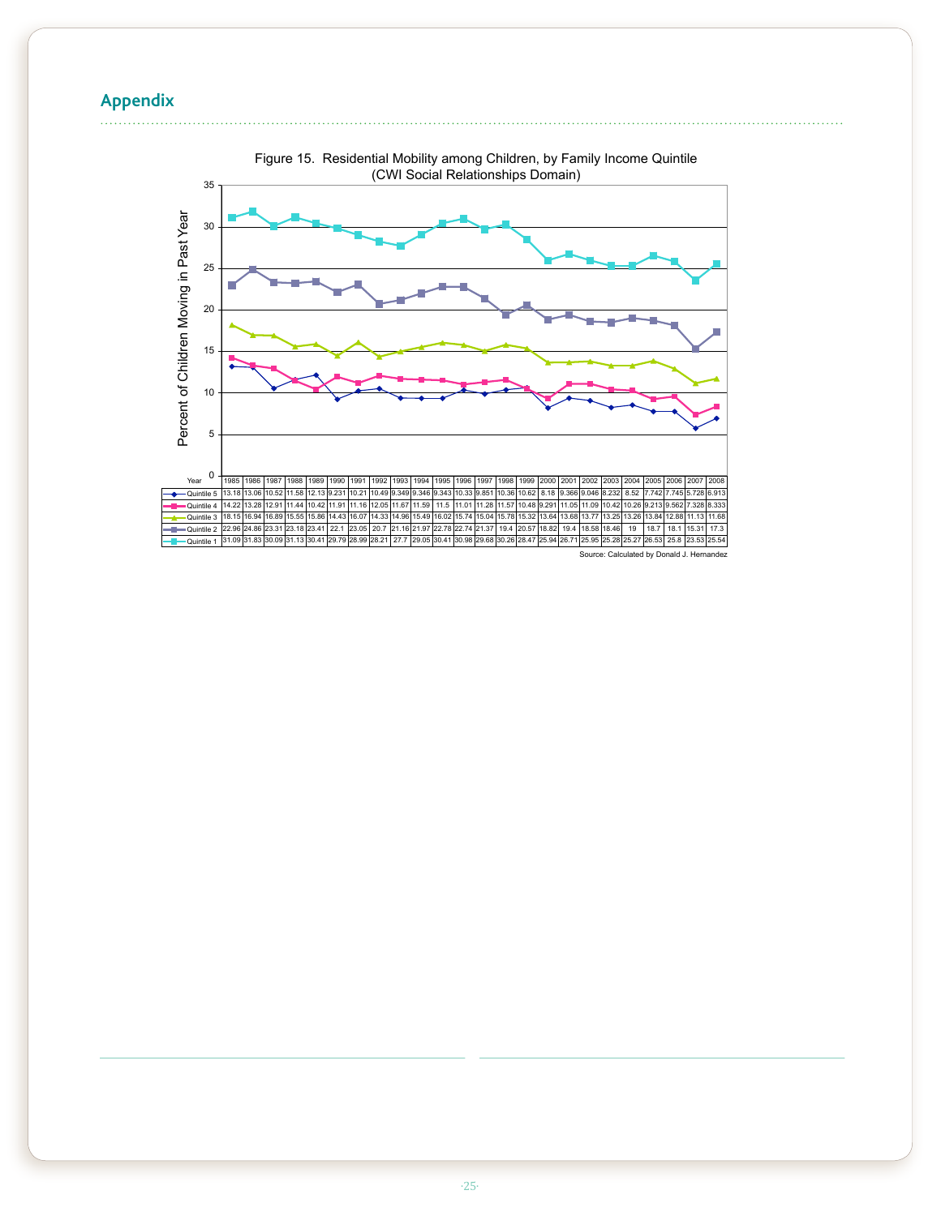## Appendix

Figure 15. Residential Mobility among Children, by Family Income Quintile
(CWI Social Relationships Domain)

| Year | 1985 | 1986 | 1987 | 1988 | 1989 | 1990 | 1991 | 1992 | 1993 | 1994 | 1995 | 1996 | 1997 | 1998 | 1999 | 2000 | 2001 | 2002 | 2003 | 2004 | 2005 | 2006 | 2007 | 2008 |
|---|---|---|---|---|---|---|---|---|---|---|---|---|---|---|---|---|---|---|---|---|---|---|---|---|
| Quintile 5 | 13.18 | 13.06 | 10.52 | 11.58 | 12.13 | 9.231 | 10.21 | 10.49 | 9.349 | 9.346 | 9.343 | 10.33 | 9.851 | 10.36 | 10.62 | 8.18 | 9.366 | 9.046 | 8.232 | 8.52 | 7.742 | 7.745 | 5.728 | 6.913 |
| Quintile 4 | 14.22 | 13.28 | 12.91 | 11.44 | 10.42 | 11.91 | 11.16 | 12.05 | 11.67 | 11.59 | 11.5 | 11.01 | 11.28 | 11.57 | 10.48 | 9.291 | 11.05 | 11.09 | 10.42 | 10.26 | 9.213 | 9.562 | 7.328 | 8.333 |
| Quintile 3 | 18.15 | 16.94 | 16.89 | 15.55 | 15.86 | 14.43 | 16.07 | 14.33 | 14.96 | 15.49 | 16.02 | 15.74 | 15.04 | 15.78 | 15.32 | 13.64 | 13.68 | 13.77 | 13.25 | 13.26 | 13.84 | 12.88 | 11.13 | 11.68 |
| Quintile 2 | 22.96 | 24.86 | 23.31 | 23.18 | 23.41 | 22.1 | 23.05 | 20.7 | 21.16 | 21.97 | 22.78 | 22.74 | 21.37 | 19.4 | 20.57 | 18.82 | 19.4 | 18.58 | 18.46 | 19 | 18.7 | 18.1 | 15.31 | 17.3 |
| Quintile 1 | 31.09 | 31.83 | 30.09 | 31.13 | 30.41 | 29.79 | 28.99 | 28.21 | 27.7 | 29.05 | 30.41 | 30.98 | 29.68 | 30.26 | 28.47 | 25.94 | 26.71 | 25.95 | 25.28 | 25.27 | 26.53 | 25.8 | 23.53 | 25.54 |

Source: Calculated by Donald J. Hernandez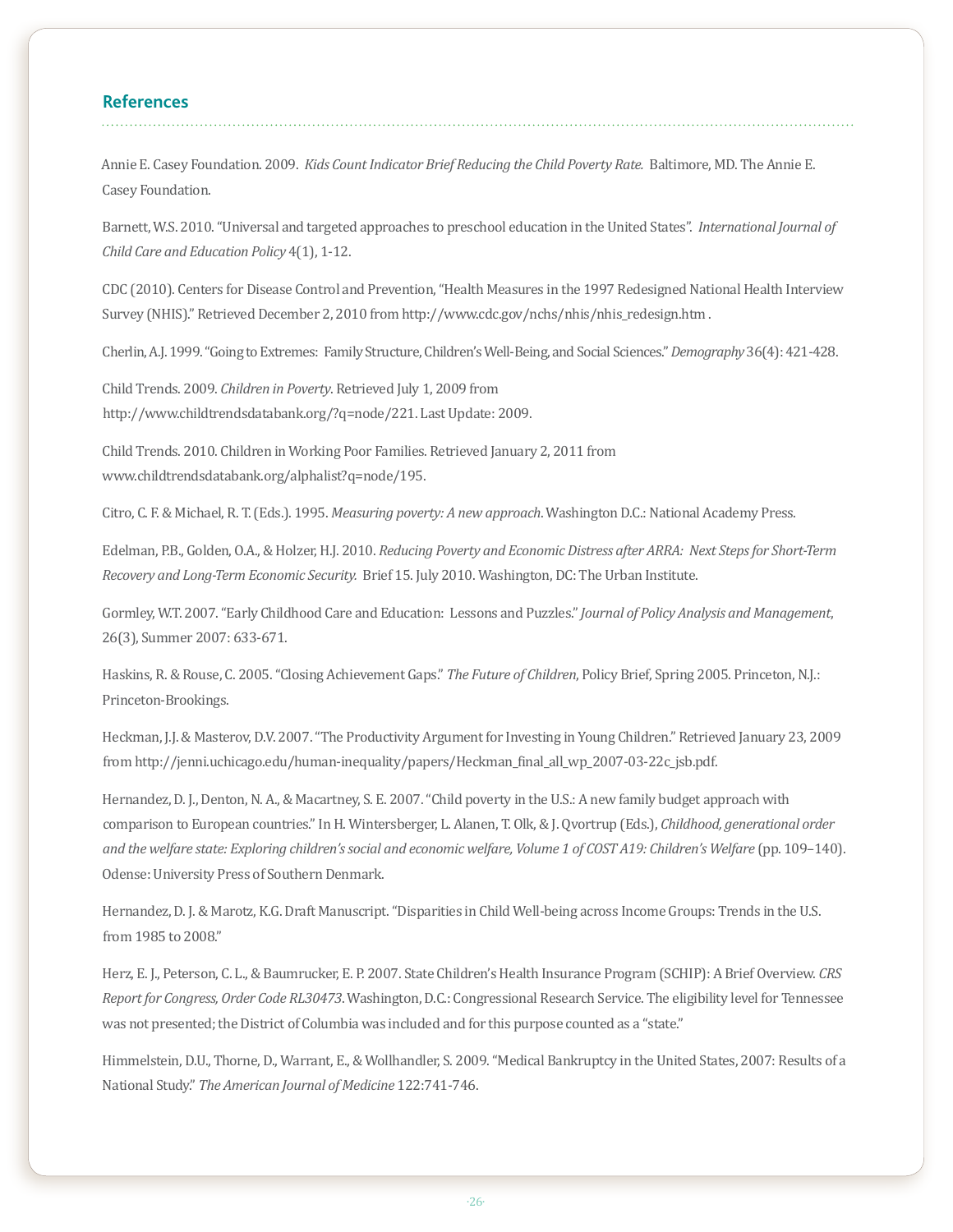## References

Annie E. Casey Foundation. 2009. *Kids Count Indicator Brief Reducing the Child Poverty Rate.* Baltimore, MD. The Annie E. Casey Foundation.

Barnett, W.S. 2010. "Universal and targeted approaches to preschool education in the United States". *International Journal of Child Care and Education Policy* 4(1), 1-12.

CDC (2010). Centers for Disease Control and Prevention, "Health Measures in the 1997 Redesigned National Health Interview Survey (NHIS)." Retrieved December 2, 2010 from http://www.cdc.gov/nchs/nhis/nhis_redesign.htm .

Cherlin, A.J. 1999. "Going to Extremes: Family Structure, Children's Well-Being, and Social Sciences." *Demography* 36(4): 421-428.

Child Trends. 2009. *Children in Poverty*. Retrieved July 1, 2009 from http://www.childtrendsdatabank.org/?q=node/221. Last Update: 2009.

Child Trends. 2010. Children in Working Poor Families. Retrieved January 2, 2011 from www.childtrendsdatabank.org/alphalist?q=node/195.

Citro, C. F. & Michael, R. T. (Eds.). 1995. *Measuring poverty: A new approach*. Washington D.C.: National Academy Press.

Edelman, P.B., Golden, O.A., & Holzer, H.J. 2010. *Reducing Poverty and Economic Distress after ARRA: Next Steps for Short-Term Recovery and Long-Term Economic Security.* Brief 15. July 2010. Washington, DC: The Urban Institute.

Gormley, W.T. 2007. "Early Childhood Care and Education: Lessons and Puzzles." *Journal of Policy Analysis and Management*, 26(3), Summer 2007: 633-671.

Haskins, R. & Rouse, C. 2005. "Closing Achievement Gaps." *The Future of Children*, Policy Brief, Spring 2005. Princeton, N.J.: Princeton-Brookings.

Heckman, J.J. & Masterov, D.V. 2007. "The Productivity Argument for Investing in Young Children." Retrieved January 23, 2009 from http://jenni.uchicago.edu/human-inequality/papers/Heckman_final_all_wp_2007-03-22c_jsb.pdf.

Hernandez, D. J., Denton, N. A., & Macartney, S. E. 2007. "Child poverty in the U.S.: A new family budget approach with comparison to European countries." In H. Wintersberger, L. Alanen, T. Olk, & J. Qvortrup (Eds.), *Childhood, generational order and the welfare state: Exploring children's social and economic welfare, Volume 1 of COST A19: Children's Welfare* (pp. 109–140). Odense: University Press of Southern Denmark.

Hernandez, D. J. & Marotz, K.G. Draft Manuscript. "Disparities in Child Well-being across Income Groups: Trends in the U.S. from 1985 to 2008."

Herz, E. J., Peterson, C. L., & Baumrucker, E. P. 2007. State Children's Health Insurance Program (SCHIP): A Brief Overview. *CRS Report for Congress, Order Code RL30473*. Washington, D.C.: Congressional Research Service. The eligibility level for Tennessee was not presented; the District of Columbia was included and for this purpose counted as a "state."

Himmelstein, D.U., Thorne, D., Warrant, E., & Wollhandler, S. 2009. "Medical Bankruptcy in the United States, 2007: Results of a National Study." *The American Journal of Medicine* 122:741-746.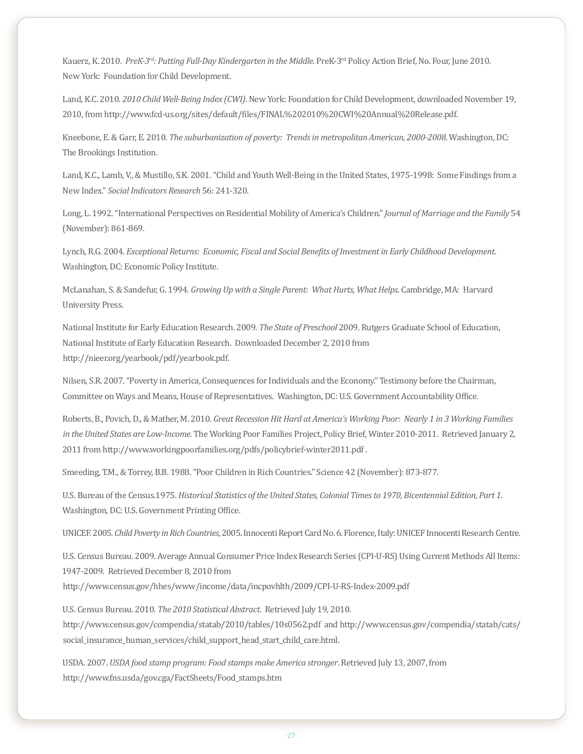Kauerz, K. 2010. *PreK-3rd: Putting Full-Day Kindergarten in the Middle.* PreK-3rd Policy Action Brief, No. Four, June 2010. New York: Foundation for Child Development.

Land, K.C. 2010. *2010 Child Well-Being Index (CWI).* New York: Foundation for Child Development, downloaded November 19, 2010, from http://www.fcd-us.org/sites/default/files/FINAL%202010%20CWI%20Annual%20Release.pdf.

Kneebone, E. & Garr, E. 2010. *The suburbanization of poverty: Trends in metropolitan American, 2000-2008*. Washington, DC: The Brookings Institution.

Land, K.C., Lamb, V., & Mustillo, S.K. 2001. "Child and Youth Well-Being in the United States, 1975-1998: Some Findings from a New Index." *Social Indicators Research* 56: 241-320.

Long, L. 1992. "International Perspectives on Residential Mobility of America's Children." *Journal of Marriage and the Family* 54 (November): 861-869.

Lynch, R.G. 2004. *Exceptional Returns: Economic, Fiscal and Social Benefits of Investment in Early Childhood Development*. Washington, DC: Economic Policy Institute.

McLanahan, S. & Sandefur, G. 1994. *Growing Up with a Single Parent: What Hurts, What Helps*. Cambridge, MA: Harvard University Press.

National Institute for Early Education Research. 2009. *The State of Preschool* 2009. Rutgers Graduate School of Education, National Institute of Early Education Research. Downloaded December 2, 2010 from http://nieer.org/yearbook/pdf/yearbook.pdf.

Nilsen, S.R. 2007. "Poverty in America, Consequences for Individuals and the Economy." Testimony before the Chairman, Committee on Ways and Means, House of Representatives. Washington, DC: U.S. Government Accountability Office.

Roberts, B., Povich, D., & Mather, M. 2010. *Great Recession Hit Hard at America's Working Poor: Nearly 1 in 3 Working Families in the United States are Low-Income.* The Working Poor Families Project, Policy Brief, Winter 2010-2011. Retrieved January 2, 2011 from http://www.workingpoorfamilies.org/pdfs/policybrief-winter2011.pdf .

Smeeding, T.M., & Torrey, B.B. 1988. "Poor Children in Rich Countries." Science 42 (November): 873-877.

U.S. Bureau of the Census.1975. *Historical Statistics of the United States, Colonial Times to 1970, Bicentennial Edition, Part 1*. Washington, DC: U.S. Government Printing Office.

UNICEF. 2005. *Child Poverty in Rich Countries*, 2005. Innocenti Report Card No. 6. Florence, Italy: UNICEF Innocenti Research Centre.

U.S. Census Bureau. 2009. Average Annual Consumer Price Index Research Series (CPI-U-RS) Using Current Methods All Items: 1947-2009. Retrieved December 8, 2010 from http://www.census.gov/hhes/www/income/data/incpovhlth/2009/CPI-U-RS-Index-2009.pdf

U.S. Census Bureau. 2010. *The 2010 Statistical Abstract*. Retrieved July 19, 2010. http://www.census.gov/compendia/statab/2010/tables/10s0562.pdf and http://www.census.gov/compendia/statab/cats/social_insurance_human_services/child_support_head_start_child_care.html.

USDA. 2007. *USDA food stamp program: Food stamps make America stronger*. Retrieved July 13, 2007, from http://www.fns.usda/gov.cga/FactSheets/Food_stamps.htm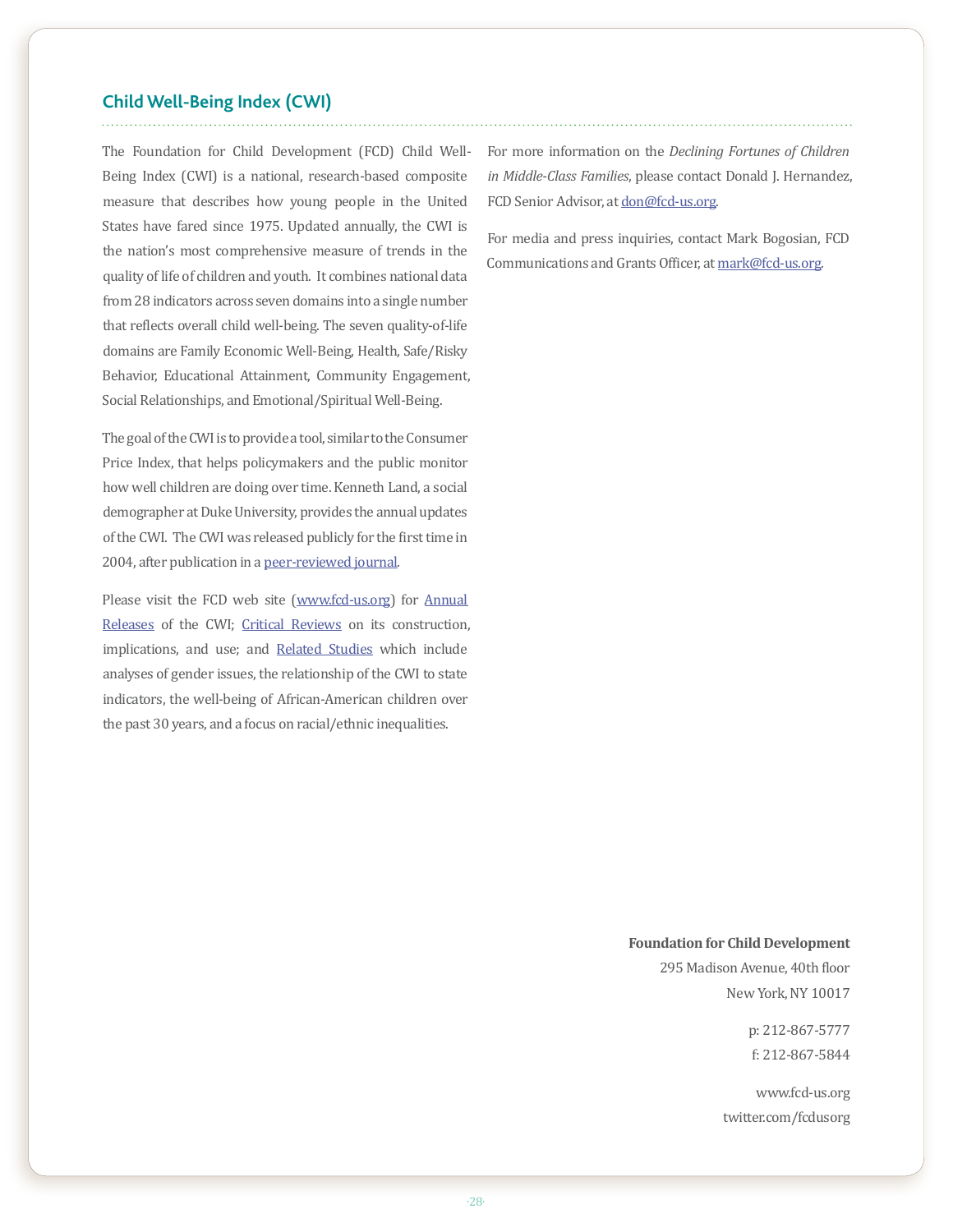## Child Well-Being Index (CWI)

The Foundation for Child Development (FCD) Child Well-Being Index (CWI) is a national, research-based composite measure that describes how young people in the United States have fared since 1975. Updated annually, the CWI is the nation's most comprehensive measure of trends in the quality of life of children and youth. It combines national data from 28 indicators across seven domains into a single number that reflects overall child well-being. The seven quality-of-life domains are Family Economic Well-Being, Health, Safe/Risky Behavior, Educational Attainment, Community Engagement, Social Relationships, and Emotional/Spiritual Well-Being.

The goal of the CWI is to provide a tool, similar to the Consumer Price Index, that helps policymakers and the public monitor how well children are doing over time. Kenneth Land, a social demographer at Duke University, provides the annual updates of the CWI. The CWI was released publicly for the first time in 2004, after publication in a peer-reviewed journal.

Please visit the FCD web site (www.fcd-us.org) for Annual Releases of the CWI; Critical Reviews on its construction, implications, and use; and Related Studies which include analyses of gender issues, the relationship of the CWI to state indicators, the well-being of African-American children over the past 30 years, and a focus on racial/ethnic inequalities.

For more information on the *Declining Fortunes of Children in Middle-Class Families*, please contact Donald J. Hernandez, FCD Senior Advisor, at don@fcd-us.org.

For media and press inquiries, contact Mark Bogosian, FCD Communications and Grants Officer, at mark@fcd-us.org.

**Foundation for Child Development**
295 Madison Avenue, 40th floor
New York, NY 10017

p: 212-867-5777
f: 212-867-5844

www.fcd-us.org
twitter.com/fcdusorg